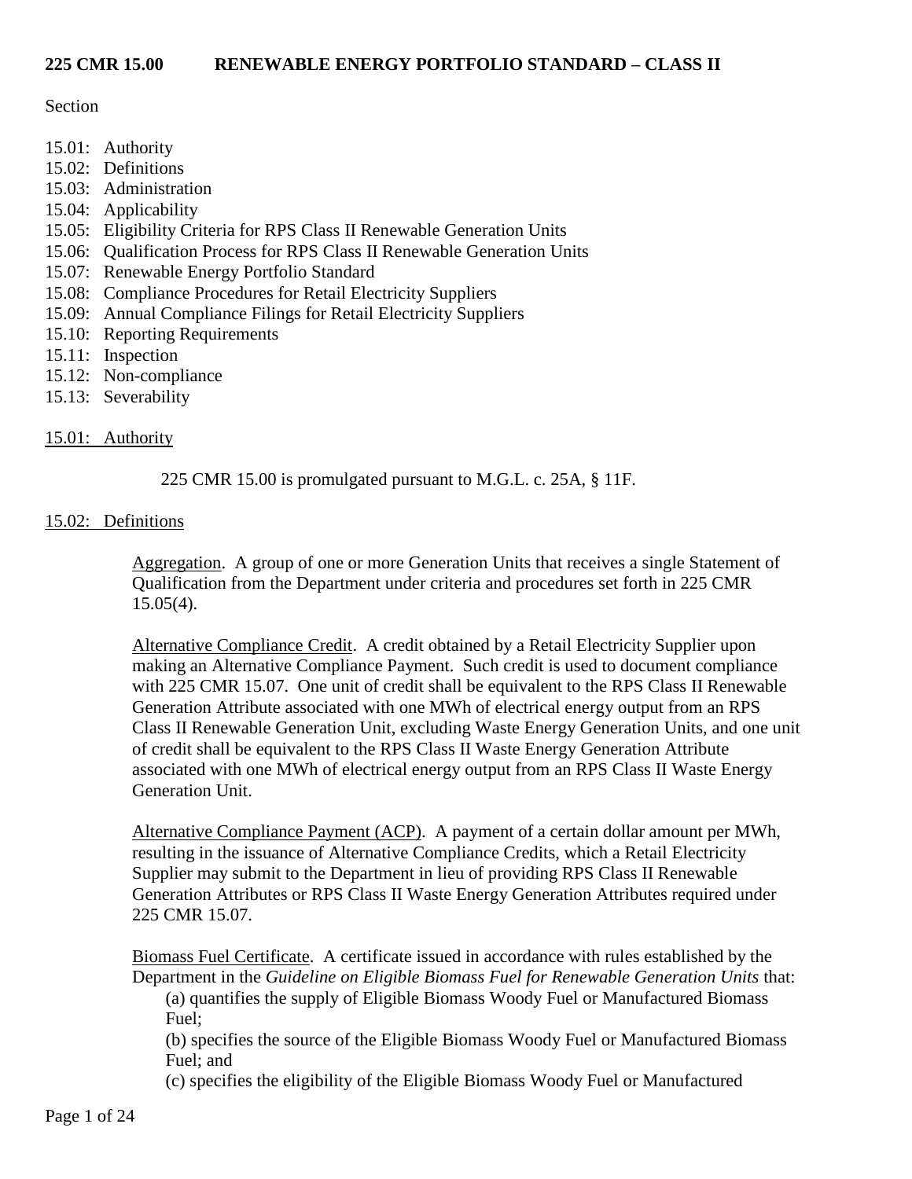# 225 CMR 15.00 RENEWABLE ENERGY PORTFOLIO STANDARD – CLASS II

Section

15.01: Authority
15.02: Definitions
15.03: Administration
15.04: Applicability
15.05: Eligibility Criteria for RPS Class II Renewable Generation Units
15.06: Qualification Process for RPS Class II Renewable Generation Units
15.07: Renewable Energy Portfolio Standard
15.08: Compliance Procedures for Retail Electricity Suppliers
15.09: Annual Compliance Filings for Retail Electricity Suppliers
15.10: Reporting Requirements
15.11: Inspection
15.12: Non-compliance
15.13: Severability

## 15.01: Authority

225 CMR 15.00 is promulgated pursuant to M.G.L. c. 25A, § 11F.

## 15.02: Definitions

Aggregation. A group of one or more Generation Units that receives a single Statement of Qualification from the Department under criteria and procedures set forth in 225 CMR 15.05(4).

Alternative Compliance Credit. A credit obtained by a Retail Electricity Supplier upon making an Alternative Compliance Payment. Such credit is used to document compliance with 225 CMR 15.07. One unit of credit shall be equivalent to the RPS Class II Renewable Generation Attribute associated with one MWh of electrical energy output from an RPS Class II Renewable Generation Unit, excluding Waste Energy Generation Units, and one unit of credit shall be equivalent to the RPS Class II Waste Energy Generation Attribute associated with one MWh of electrical energy output from an RPS Class II Waste Energy Generation Unit.

Alternative Compliance Payment (ACP). A payment of a certain dollar amount per MWh, resulting in the issuance of Alternative Compliance Credits, which a Retail Electricity Supplier may submit to the Department in lieu of providing RPS Class II Renewable Generation Attributes or RPS Class II Waste Energy Generation Attributes required under 225 CMR 15.07.

Biomass Fuel Certificate. A certificate issued in accordance with rules established by the Department in the *Guideline on Eligible Biomass Fuel for Renewable Generation Units* that:

(a) quantifies the supply of Eligible Biomass Woody Fuel or Manufactured Biomass Fuel;
(b) specifies the source of the Eligible Biomass Woody Fuel or Manufactured Biomass Fuel; and
(c) specifies the eligibility of the Eligible Biomass Woody Fuel or Manufactured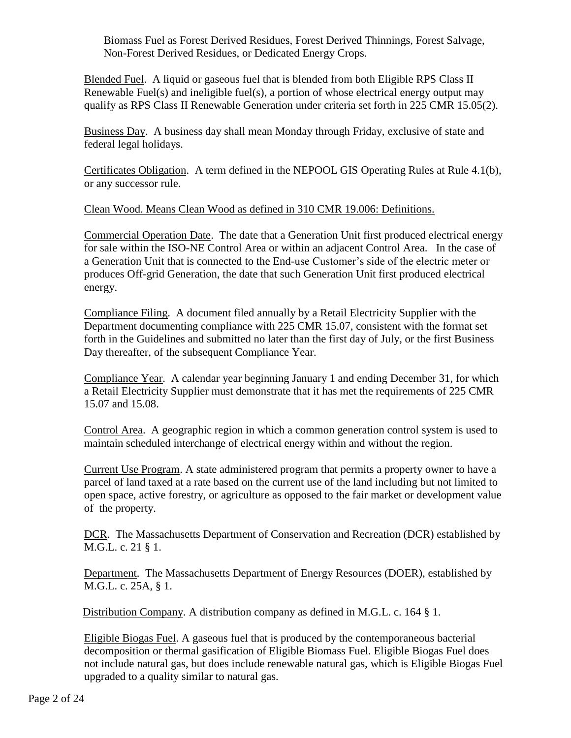Biomass Fuel as Forest Derived Residues, Forest Derived Thinnings, Forest Salvage, Non-Forest Derived Residues, or Dedicated Energy Crops.

Blended Fuel. A liquid or gaseous fuel that is blended from both Eligible RPS Class II Renewable Fuel(s) and ineligible fuel(s), a portion of whose electrical energy output may qualify as RPS Class II Renewable Generation under criteria set forth in 225 CMR 15.05(2).

Business Day. A business day shall mean Monday through Friday, exclusive of state and federal legal holidays.

Certificates Obligation. A term defined in the NEPOOL GIS Operating Rules at Rule 4.1(b), or any successor rule.

Clean Wood. Means Clean Wood as defined in 310 CMR 19.006: Definitions.

Commercial Operation Date. The date that a Generation Unit first produced electrical energy for sale within the ISO-NE Control Area or within an adjacent Control Area. In the case of a Generation Unit that is connected to the End-use Customer's side of the electric meter or produces Off-grid Generation, the date that such Generation Unit first produced electrical energy.

Compliance Filing. A document filed annually by a Retail Electricity Supplier with the Department documenting compliance with 225 CMR 15.07, consistent with the format set forth in the Guidelines and submitted no later than the first day of July, or the first Business Day thereafter, of the subsequent Compliance Year.

Compliance Year. A calendar year beginning January 1 and ending December 31, for which a Retail Electricity Supplier must demonstrate that it has met the requirements of 225 CMR 15.07 and 15.08.

Control Area. A geographic region in which a common generation control system is used to maintain scheduled interchange of electrical energy within and without the region.

Current Use Program. A state administered program that permits a property owner to have a parcel of land taxed at a rate based on the current use of the land including but not limited to open space, active forestry, or agriculture as opposed to the fair market or development value of the property.

DCR. The Massachusetts Department of Conservation and Recreation (DCR) established by M.G.L. c. 21 § 1.

Department. The Massachusetts Department of Energy Resources (DOER), established by M.G.L. c. 25A, § 1.

Distribution Company. A distribution company as defined in M.G.L. c. 164 § 1.

Eligible Biogas Fuel. A gaseous fuel that is produced by the contemporaneous bacterial decomposition or thermal gasification of Eligible Biomass Fuel. Eligible Biogas Fuel does not include natural gas, but does include renewable natural gas, which is Eligible Biogas Fuel upgraded to a quality similar to natural gas.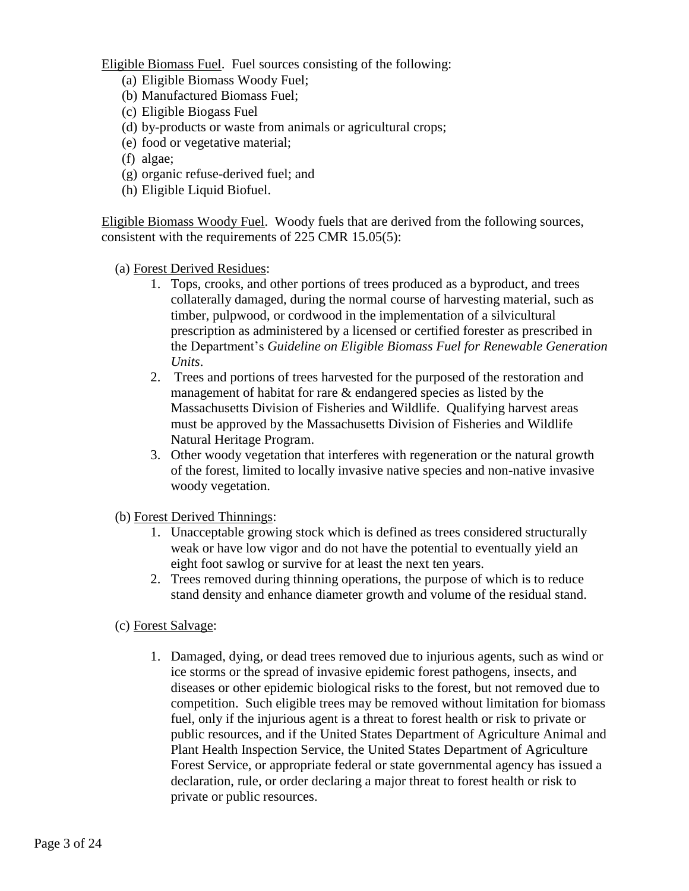<u>Eligible Biomass Fuel</u>. Fuel sources consisting of the following:

(a) Eligible Biomass Woody Fuel;
(b) Manufactured Biomass Fuel;
(c) Eligible Biogass Fuel
(d) by-products or waste from animals or agricultural crops;
(e) food or vegetative material;
(f) algae;
(g) organic refuse-derived fuel; and
(h) Eligible Liquid Biofuel.

<u>Eligible Biomass Woody Fuel</u>. Woody fuels that are derived from the following sources, consistent with the requirements of 225 CMR 15.05(5):

(a) <u>Forest Derived Residues</u>:

1. Tops, crooks, and other portions of trees produced as a byproduct, and trees collaterally damaged, during the normal course of harvesting material, such as timber, pulpwood, or cordwood in the implementation of a silvicultural prescription as administered by a licensed or certified forester as prescribed in the Department's *Guideline on Eligible Biomass Fuel for Renewable Generation Units*.
2. Trees and portions of trees harvested for the purposed of the restoration and management of habitat for rare & endangered species as listed by the Massachusetts Division of Fisheries and Wildlife. Qualifying harvest areas must be approved by the Massachusetts Division of Fisheries and Wildlife Natural Heritage Program.
3. Other woody vegetation that interferes with regeneration or the natural growth of the forest, limited to locally invasive native species and non-native invasive woody vegetation.

(b) <u>Forest Derived Thinnings</u>:

1. Unacceptable growing stock which is defined as trees considered structurally weak or have low vigor and do not have the potential to eventually yield an eight foot sawlog or survive for at least the next ten years.
2. Trees removed during thinning operations, the purpose of which is to reduce stand density and enhance diameter growth and volume of the residual stand.

(c) <u>Forest Salvage</u>:

1. Damaged, dying, or dead trees removed due to injurious agents, such as wind or ice storms or the spread of invasive epidemic forest pathogens, insects, and diseases or other epidemic biological risks to the forest, but not removed due to competition. Such eligible trees may be removed without limitation for biomass fuel, only if the injurious agent is a threat to forest health or risk to private or public resources, and if the United States Department of Agriculture Animal and Plant Health Inspection Service, the United States Department of Agriculture Forest Service, or appropriate federal or state governmental agency has issued a declaration, rule, or order declaring a major threat to forest health or risk to private or public resources.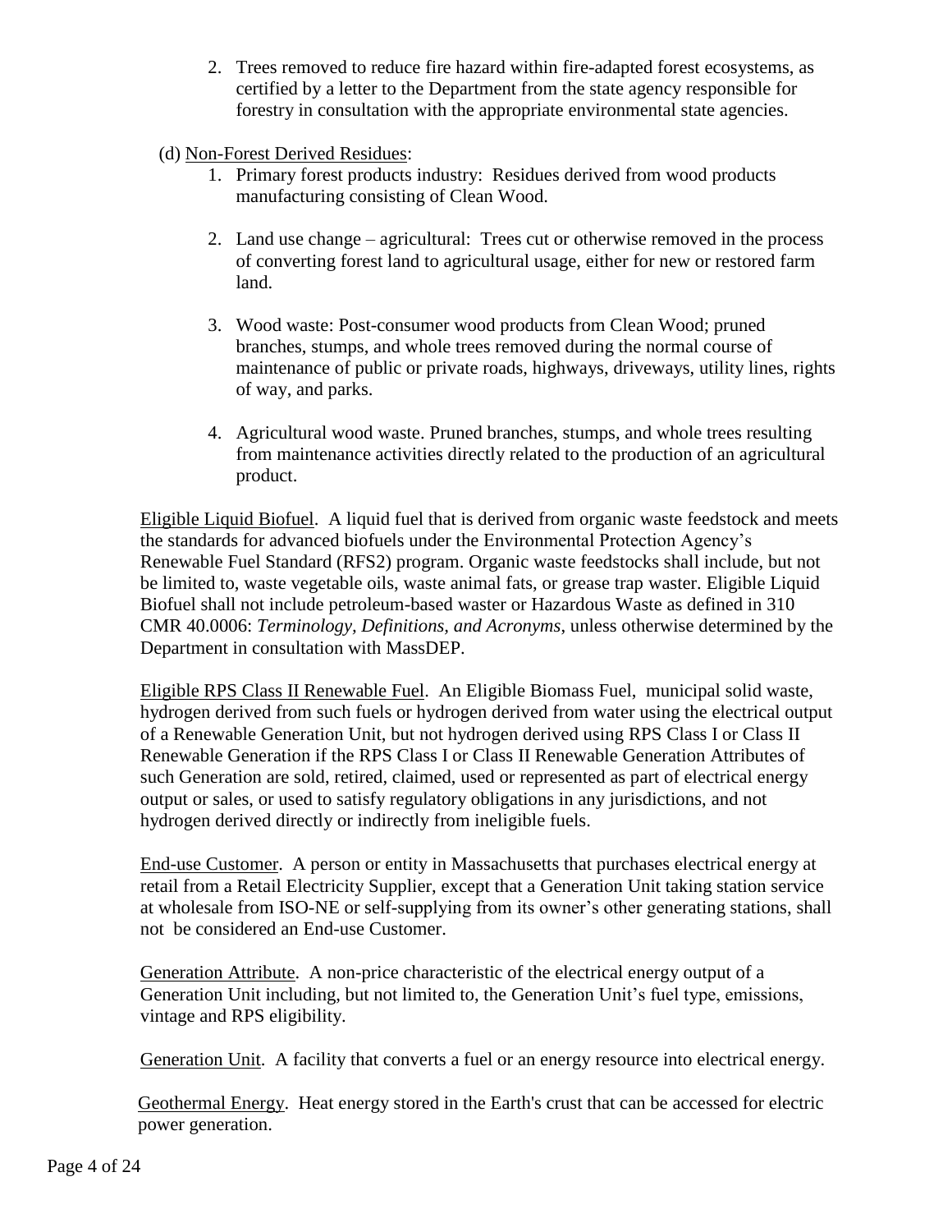2. Trees removed to reduce fire hazard within fire-adapted forest ecosystems, as certified by a letter to the Department from the state agency responsible for forestry in consultation with the appropriate environmental state agencies.

(d) Non-Forest Derived Residues:

1. Primary forest products industry: Residues derived from wood products manufacturing consisting of Clean Wood.

2. Land use change – agricultural: Trees cut or otherwise removed in the process of converting forest land to agricultural usage, either for new or restored farm land.

3. Wood waste: Post-consumer wood products from Clean Wood; pruned branches, stumps, and whole trees removed during the normal course of maintenance of public or private roads, highways, driveways, utility lines, rights of way, and parks.

4. Agricultural wood waste. Pruned branches, stumps, and whole trees resulting from maintenance activities directly related to the production of an agricultural product.

Eligible Liquid Biofuel. A liquid fuel that is derived from organic waste feedstock and meets the standards for advanced biofuels under the Environmental Protection Agency's Renewable Fuel Standard (RFS2) program. Organic waste feedstocks shall include, but not be limited to, waste vegetable oils, waste animal fats, or grease trap waster. Eligible Liquid Biofuel shall not include petroleum-based waster or Hazardous Waste as defined in 310 CMR 40.0006: *Terminology, Definitions, and Acronyms*, unless otherwise determined by the Department in consultation with MassDEP.

Eligible RPS Class II Renewable Fuel. An Eligible Biomass Fuel, municipal solid waste, hydrogen derived from such fuels or hydrogen derived from water using the electrical output of a Renewable Generation Unit, but not hydrogen derived using RPS Class I or Class II Renewable Generation if the RPS Class I or Class II Renewable Generation Attributes of such Generation are sold, retired, claimed, used or represented as part of electrical energy output or sales, or used to satisfy regulatory obligations in any jurisdictions, and not hydrogen derived directly or indirectly from ineligible fuels.

End-use Customer. A person or entity in Massachusetts that purchases electrical energy at retail from a Retail Electricity Supplier, except that a Generation Unit taking station service at wholesale from ISO-NE or self-supplying from its owner's other generating stations, shall not be considered an End-use Customer.

Generation Attribute. A non-price characteristic of the electrical energy output of a Generation Unit including, but not limited to, the Generation Unit's fuel type, emissions, vintage and RPS eligibility.

Generation Unit. A facility that converts a fuel or an energy resource into electrical energy.

Geothermal Energy. Heat energy stored in the Earth's crust that can be accessed for electric power generation.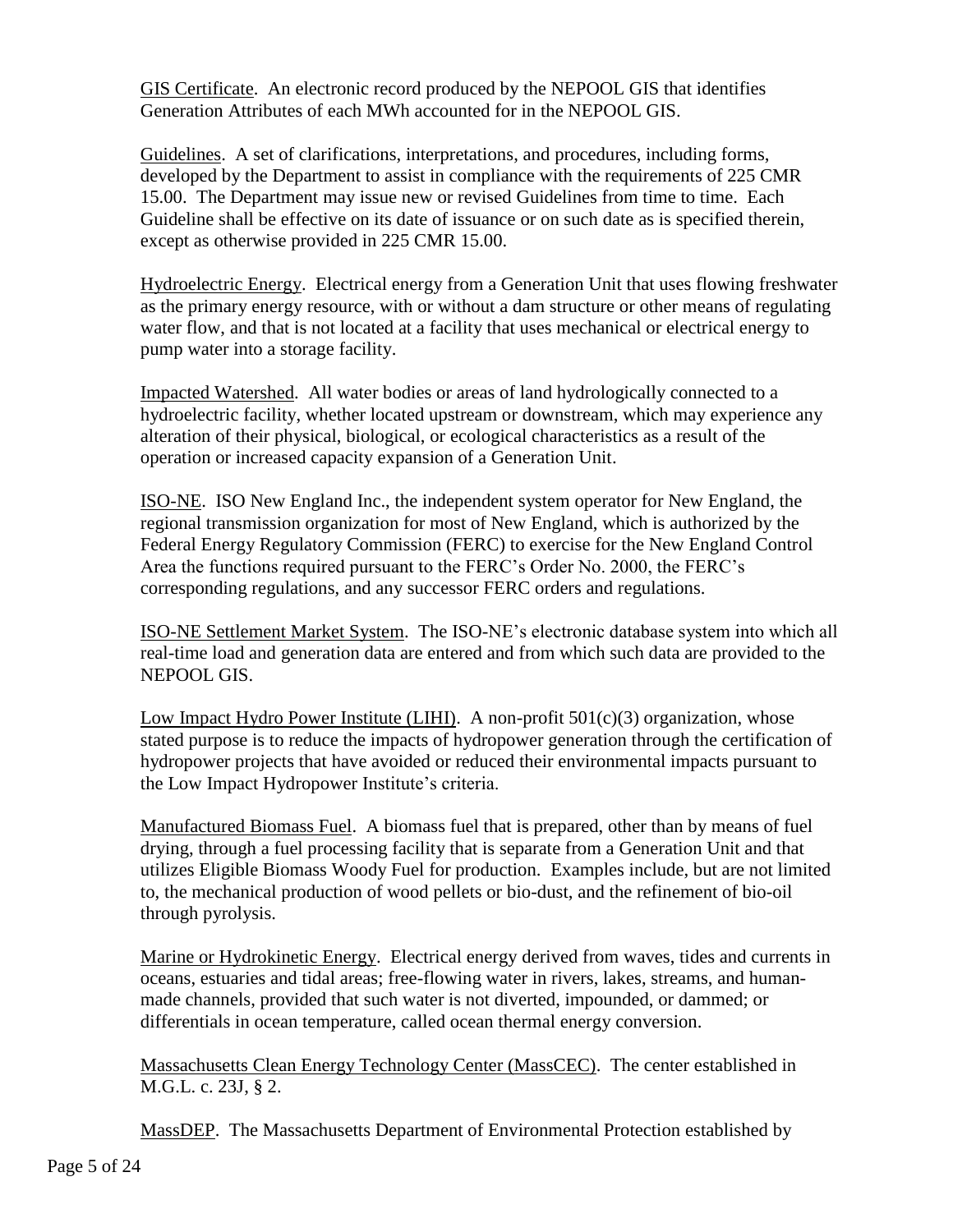GIS Certificate. An electronic record produced by the NEPOOL GIS that identifies Generation Attributes of each MWh accounted for in the NEPOOL GIS.

Guidelines. A set of clarifications, interpretations, and procedures, including forms, developed by the Department to assist in compliance with the requirements of 225 CMR 15.00. The Department may issue new or revised Guidelines from time to time. Each Guideline shall be effective on its date of issuance or on such date as is specified therein, except as otherwise provided in 225 CMR 15.00.

Hydroelectric Energy. Electrical energy from a Generation Unit that uses flowing freshwater as the primary energy resource, with or without a dam structure or other means of regulating water flow, and that is not located at a facility that uses mechanical or electrical energy to pump water into a storage facility.

Impacted Watershed. All water bodies or areas of land hydrologically connected to a hydroelectric facility, whether located upstream or downstream, which may experience any alteration of their physical, biological, or ecological characteristics as a result of the operation or increased capacity expansion of a Generation Unit.

ISO-NE. ISO New England Inc., the independent system operator for New England, the regional transmission organization for most of New England, which is authorized by the Federal Energy Regulatory Commission (FERC) to exercise for the New England Control Area the functions required pursuant to the FERC's Order No. 2000, the FERC's corresponding regulations, and any successor FERC orders and regulations.

ISO-NE Settlement Market System. The ISO-NE's electronic database system into which all real-time load and generation data are entered and from which such data are provided to the NEPOOL GIS.

Low Impact Hydro Power Institute (LIHI). A non-profit 501(c)(3) organization, whose stated purpose is to reduce the impacts of hydropower generation through the certification of hydropower projects that have avoided or reduced their environmental impacts pursuant to the Low Impact Hydropower Institute's criteria.

Manufactured Biomass Fuel. A biomass fuel that is prepared, other than by means of fuel drying, through a fuel processing facility that is separate from a Generation Unit and that utilizes Eligible Biomass Woody Fuel for production. Examples include, but are not limited to, the mechanical production of wood pellets or bio-dust, and the refinement of bio-oil through pyrolysis.

Marine or Hydrokinetic Energy. Electrical energy derived from waves, tides and currents in oceans, estuaries and tidal areas; free-flowing water in rivers, lakes, streams, and human-made channels, provided that such water is not diverted, impounded, or dammed; or differentials in ocean temperature, called ocean thermal energy conversion.

Massachusetts Clean Energy Technology Center (MassCEC). The center established in M.G.L. c. 23J, § 2.

MassDEP. The Massachusetts Department of Environmental Protection established by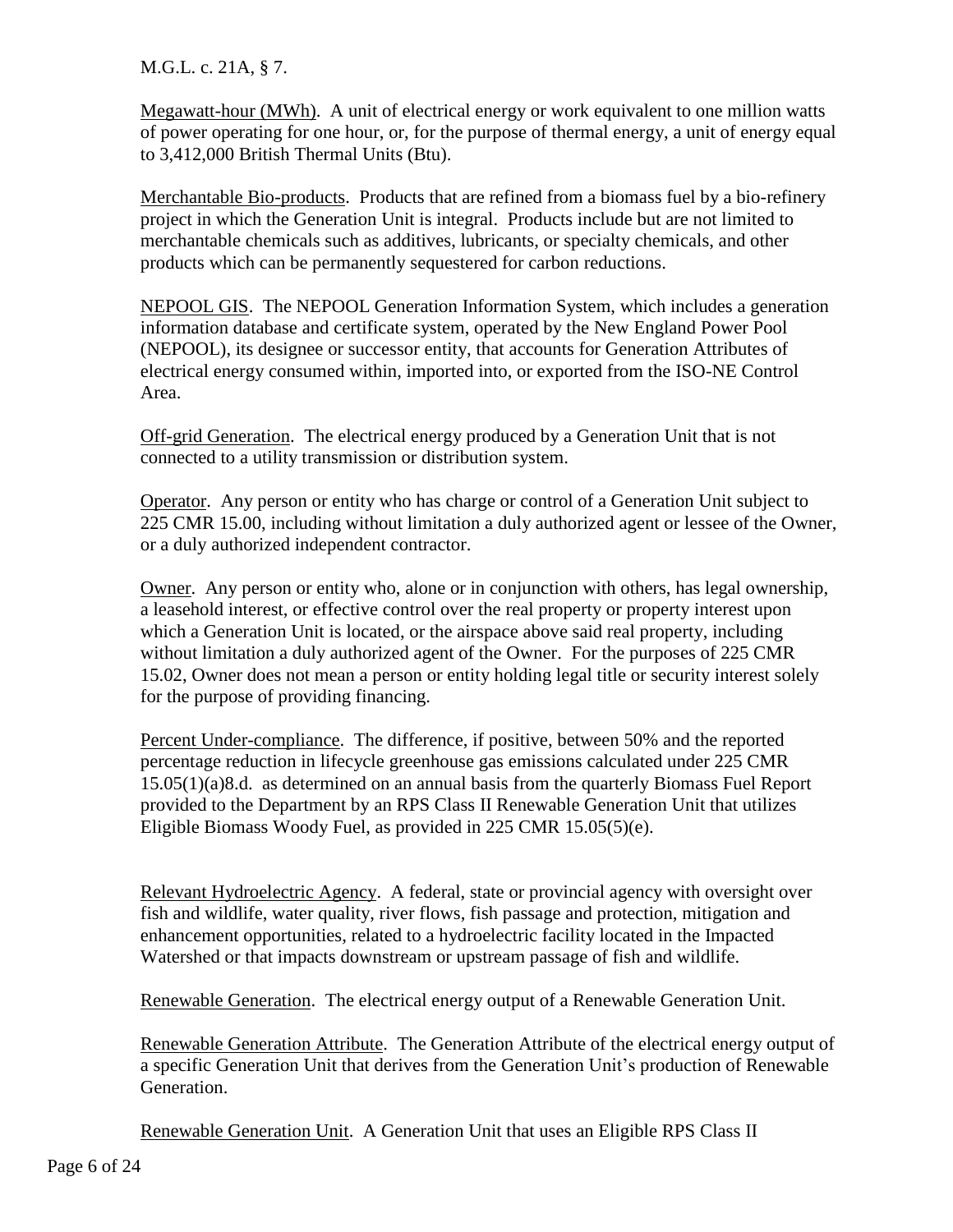M.G.L. c. 21A, § 7.

Megawatt-hour (MWh). A unit of electrical energy or work equivalent to one million watts of power operating for one hour, or, for the purpose of thermal energy, a unit of energy equal to 3,412,000 British Thermal Units (Btu).

Merchantable Bio-products. Products that are refined from a biomass fuel by a bio-refinery project in which the Generation Unit is integral. Products include but are not limited to merchantable chemicals such as additives, lubricants, or specialty chemicals, and other products which can be permanently sequestered for carbon reductions.

NEPOOL GIS. The NEPOOL Generation Information System, which includes a generation information database and certificate system, operated by the New England Power Pool (NEPOOL), its designee or successor entity, that accounts for Generation Attributes of electrical energy consumed within, imported into, or exported from the ISO-NE Control Area.

Off-grid Generation. The electrical energy produced by a Generation Unit that is not connected to a utility transmission or distribution system.

Operator. Any person or entity who has charge or control of a Generation Unit subject to 225 CMR 15.00, including without limitation a duly authorized agent or lessee of the Owner, or a duly authorized independent contractor.

Owner. Any person or entity who, alone or in conjunction with others, has legal ownership, a leasehold interest, or effective control over the real property or property interest upon which a Generation Unit is located, or the airspace above said real property, including without limitation a duly authorized agent of the Owner. For the purposes of 225 CMR 15.02, Owner does not mean a person or entity holding legal title or security interest solely for the purpose of providing financing.

Percent Under-compliance. The difference, if positive, between 50% and the reported percentage reduction in lifecycle greenhouse gas emissions calculated under 225 CMR 15.05(1)(a)8.d. as determined on an annual basis from the quarterly Biomass Fuel Report provided to the Department by an RPS Class II Renewable Generation Unit that utilizes Eligible Biomass Woody Fuel, as provided in 225 CMR 15.05(5)(e).

Relevant Hydroelectric Agency. A federal, state or provincial agency with oversight over fish and wildlife, water quality, river flows, fish passage and protection, mitigation and enhancement opportunities, related to a hydroelectric facility located in the Impacted Watershed or that impacts downstream or upstream passage of fish and wildlife.

Renewable Generation. The electrical energy output of a Renewable Generation Unit.

Renewable Generation Attribute. The Generation Attribute of the electrical energy output of a specific Generation Unit that derives from the Generation Unit's production of Renewable Generation.

Renewable Generation Unit. A Generation Unit that uses an Eligible RPS Class II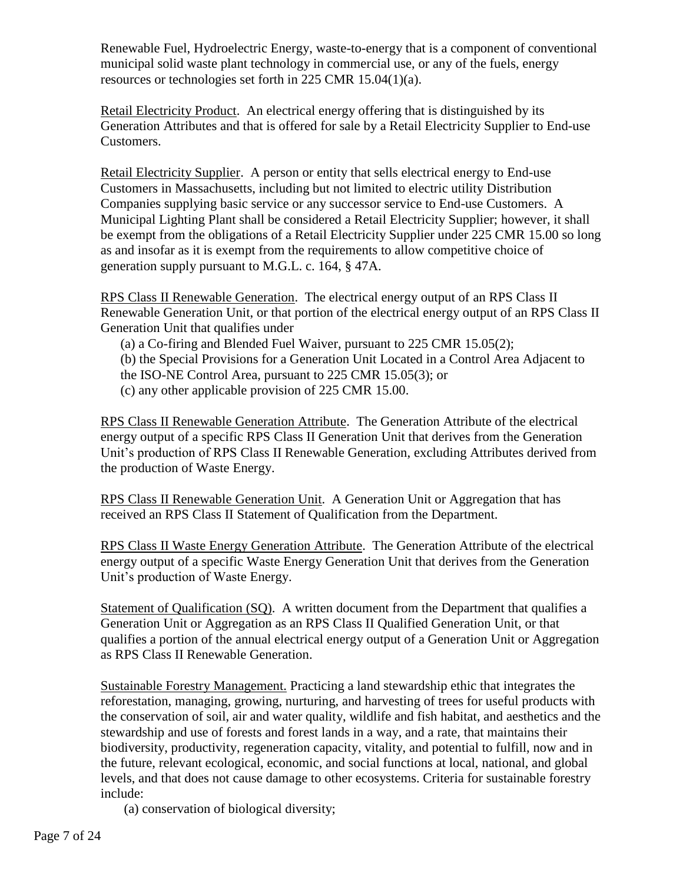Renewable Fuel, Hydroelectric Energy, waste-to-energy that is a component of conventional municipal solid waste plant technology in commercial use, or any of the fuels, energy resources or technologies set forth in 225 CMR 15.04(1)(a).

Retail Electricity Product. An electrical energy offering that is distinguished by its Generation Attributes and that is offered for sale by a Retail Electricity Supplier to End-use Customers.

Retail Electricity Supplier. A person or entity that sells electrical energy to End-use Customers in Massachusetts, including but not limited to electric utility Distribution Companies supplying basic service or any successor service to End-use Customers. A Municipal Lighting Plant shall be considered a Retail Electricity Supplier; however, it shall be exempt from the obligations of a Retail Electricity Supplier under 225 CMR 15.00 so long as and insofar as it is exempt from the requirements to allow competitive choice of generation supply pursuant to M.G.L. c. 164, § 47A.

RPS Class II Renewable Generation. The electrical energy output of an RPS Class II Renewable Generation Unit, or that portion of the electrical energy output of an RPS Class II Generation Unit that qualifies under

(a) a Co-firing and Blended Fuel Waiver, pursuant to 225 CMR 15.05(2);
(b) the Special Provisions for a Generation Unit Located in a Control Area Adjacent to the ISO-NE Control Area, pursuant to 225 CMR 15.05(3); or
(c) any other applicable provision of 225 CMR 15.00.

RPS Class II Renewable Generation Attribute. The Generation Attribute of the electrical energy output of a specific RPS Class II Generation Unit that derives from the Generation Unit's production of RPS Class II Renewable Generation, excluding Attributes derived from the production of Waste Energy.

RPS Class II Renewable Generation Unit. A Generation Unit or Aggregation that has received an RPS Class II Statement of Qualification from the Department.

RPS Class II Waste Energy Generation Attribute. The Generation Attribute of the electrical energy output of a specific Waste Energy Generation Unit that derives from the Generation Unit's production of Waste Energy.

Statement of Qualification (SQ). A written document from the Department that qualifies a Generation Unit or Aggregation as an RPS Class II Qualified Generation Unit, or that qualifies a portion of the annual electrical energy output of a Generation Unit or Aggregation as RPS Class II Renewable Generation.

Sustainable Forestry Management. Practicing a land stewardship ethic that integrates the reforestation, managing, growing, nurturing, and harvesting of trees for useful products with the conservation of soil, air and water quality, wildlife and fish habitat, and aesthetics and the stewardship and use of forests and forest lands in a way, and a rate, that maintains their biodiversity, productivity, regeneration capacity, vitality, and potential to fulfill, now and in the future, relevant ecological, economic, and social functions at local, national, and global levels, and that does not cause damage to other ecosystems. Criteria for sustainable forestry include:

(a) conservation of biological diversity;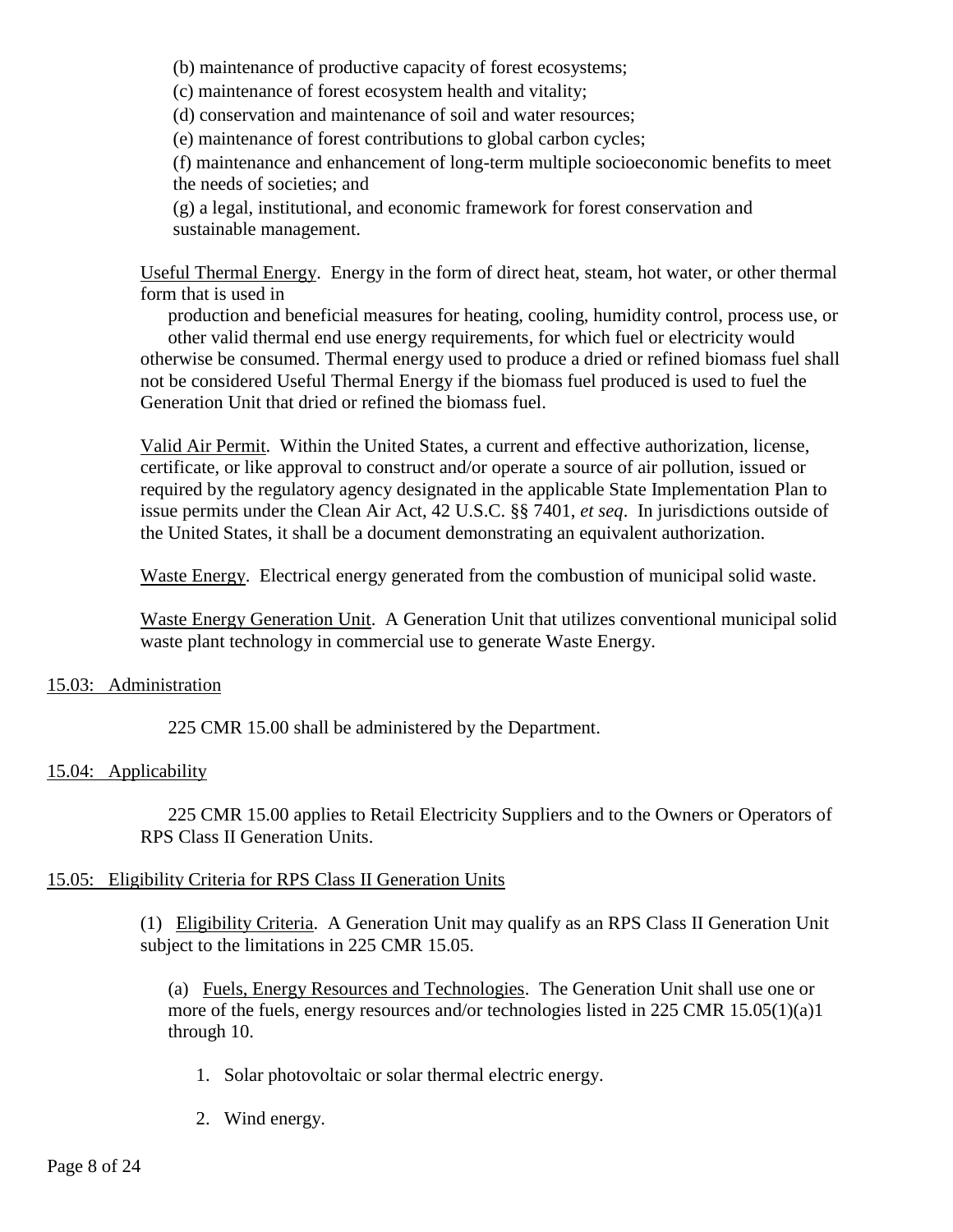(b) maintenance of productive capacity of forest ecosystems;

(c) maintenance of forest ecosystem health and vitality;

(d) conservation and maintenance of soil and water resources;

(e) maintenance of forest contributions to global carbon cycles;

(f) maintenance and enhancement of long-term multiple socioeconomic benefits to meet the needs of societies; and

(g) a legal, institutional, and economic framework for forest conservation and sustainable management.

Useful Thermal Energy. Energy in the form of direct heat, steam, hot water, or other thermal form that is used in production and beneficial measures for heating, cooling, humidity control, process use, or other valid thermal end use energy requirements, for which fuel or electricity would otherwise be consumed. Thermal energy used to produce a dried or refined biomass fuel shall not be considered Useful Thermal Energy if the biomass fuel produced is used to fuel the Generation Unit that dried or refined the biomass fuel.

Valid Air Permit. Within the United States, a current and effective authorization, license, certificate, or like approval to construct and/or operate a source of air pollution, issued or required by the regulatory agency designated in the applicable State Implementation Plan to issue permits under the Clean Air Act, 42 U.S.C. §§ 7401, *et seq*. In jurisdictions outside of the United States, it shall be a document demonstrating an equivalent authorization.

Waste Energy. Electrical energy generated from the combustion of municipal solid waste.

Waste Energy Generation Unit. A Generation Unit that utilizes conventional municipal solid waste plant technology in commercial use to generate Waste Energy.

## 15.03: Administration

225 CMR 15.00 shall be administered by the Department.

## 15.04: Applicability

225 CMR 15.00 applies to Retail Electricity Suppliers and to the Owners or Operators of RPS Class II Generation Units.

## 15.05: Eligibility Criteria for RPS Class II Generation Units

(1) Eligibility Criteria. A Generation Unit may qualify as an RPS Class II Generation Unit subject to the limitations in 225 CMR 15.05.

(a) Fuels, Energy Resources and Technologies. The Generation Unit shall use one or more of the fuels, energy resources and/or technologies listed in 225 CMR 15.05(1)(a)1 through 10.

1. Solar photovoltaic or solar thermal electric energy.

2. Wind energy.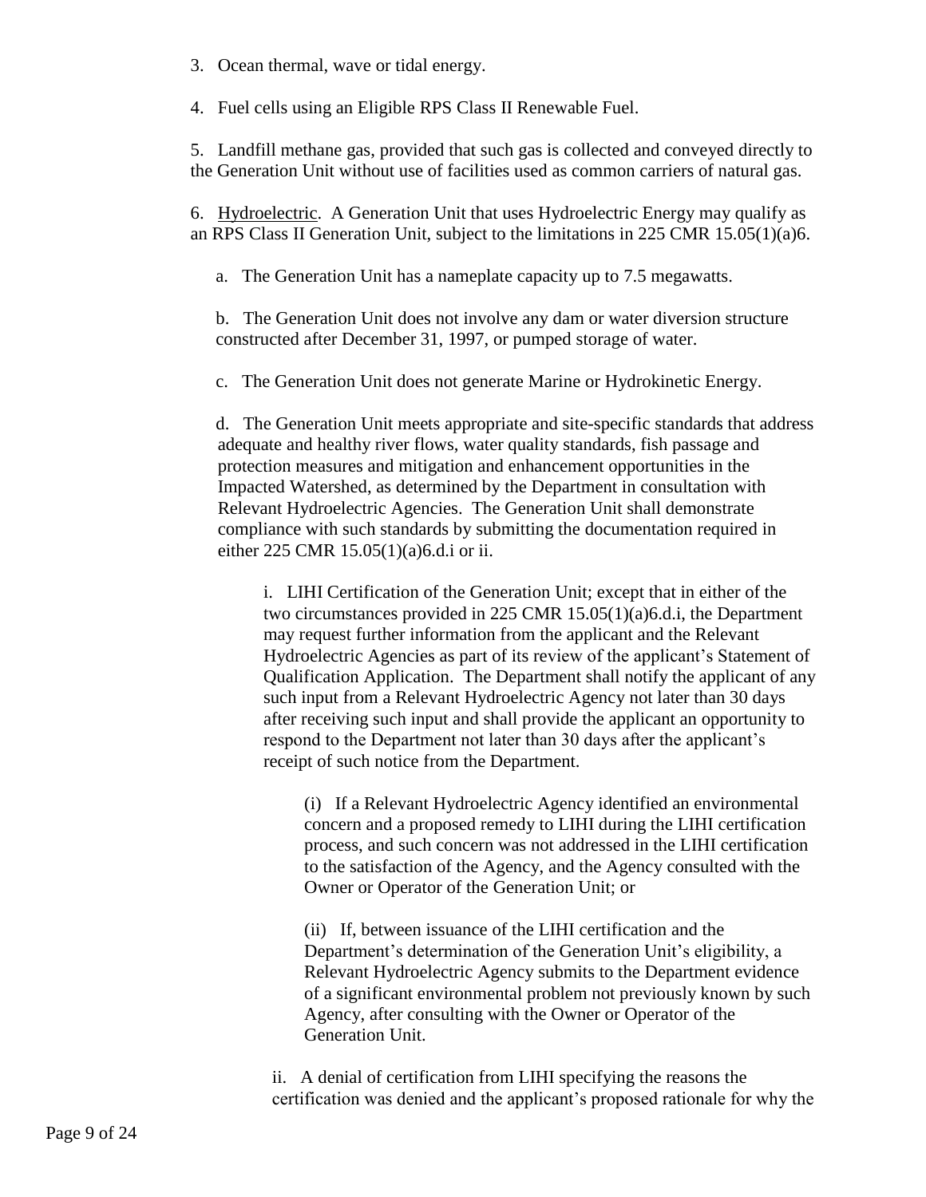3. Ocean thermal, wave or tidal energy.

4. Fuel cells using an Eligible RPS Class II Renewable Fuel.

5. Landfill methane gas, provided that such gas is collected and conveyed directly to the Generation Unit without use of facilities used as common carriers of natural gas.

6. Hydroelectric. A Generation Unit that uses Hydroelectric Energy may qualify as an RPS Class II Generation Unit, subject to the limitations in 225 CMR 15.05(1)(a)6.

a. The Generation Unit has a nameplate capacity up to 7.5 megawatts.

b. The Generation Unit does not involve any dam or water diversion structure constructed after December 31, 1997, or pumped storage of water.

c. The Generation Unit does not generate Marine or Hydrokinetic Energy.

d. The Generation Unit meets appropriate and site-specific standards that address adequate and healthy river flows, water quality standards, fish passage and protection measures and mitigation and enhancement opportunities in the Impacted Watershed, as determined by the Department in consultation with Relevant Hydroelectric Agencies. The Generation Unit shall demonstrate compliance with such standards by submitting the documentation required in either 225 CMR 15.05(1)(a)6.d.i or ii.

i. LIHI Certification of the Generation Unit; except that in either of the two circumstances provided in 225 CMR 15.05(1)(a)6.d.i, the Department may request further information from the applicant and the Relevant Hydroelectric Agencies as part of its review of the applicant's Statement of Qualification Application. The Department shall notify the applicant of any such input from a Relevant Hydroelectric Agency not later than 30 days after receiving such input and shall provide the applicant an opportunity to respond to the Department not later than 30 days after the applicant's receipt of such notice from the Department.

(i) If a Relevant Hydroelectric Agency identified an environmental concern and a proposed remedy to LIHI during the LIHI certification process, and such concern was not addressed in the LIHI certification to the satisfaction of the Agency, and the Agency consulted with the Owner or Operator of the Generation Unit; or

(ii) If, between issuance of the LIHI certification and the Department's determination of the Generation Unit's eligibility, a Relevant Hydroelectric Agency submits to the Department evidence of a significant environmental problem not previously known by such Agency, after consulting with the Owner or Operator of the Generation Unit.

ii. A denial of certification from LIHI specifying the reasons the certification was denied and the applicant's proposed rationale for why the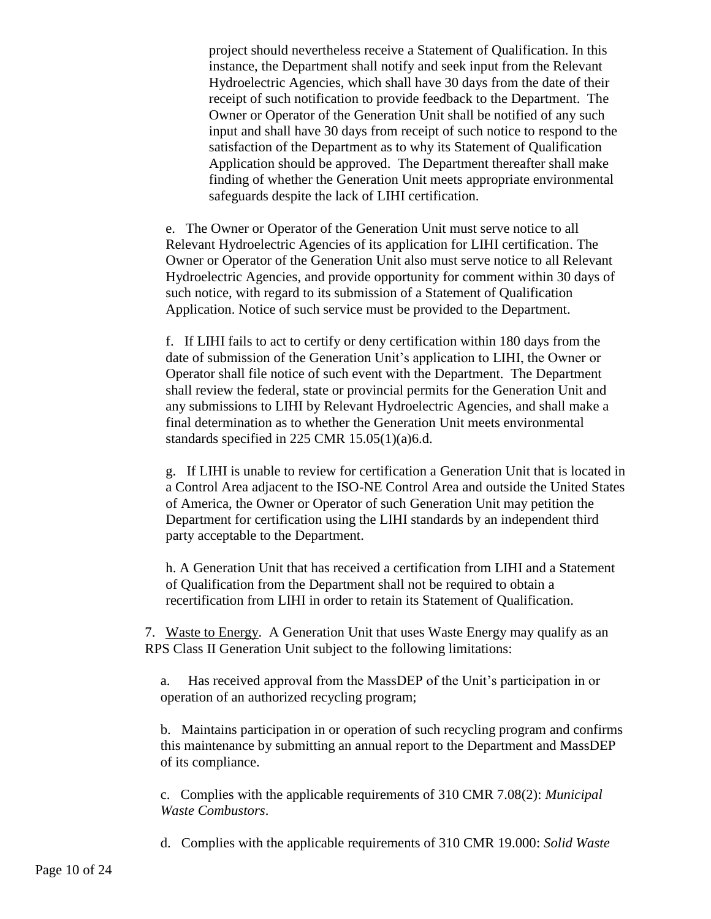project should nevertheless receive a Statement of Qualification. In this instance, the Department shall notify and seek input from the Relevant Hydroelectric Agencies, which shall have 30 days from the date of their receipt of such notification to provide feedback to the Department. The Owner or Operator of the Generation Unit shall be notified of any such input and shall have 30 days from receipt of such notice to respond to the satisfaction of the Department as to why its Statement of Qualification Application should be approved. The Department thereafter shall make finding of whether the Generation Unit meets appropriate environmental safeguards despite the lack of LIHI certification.

e. The Owner or Operator of the Generation Unit must serve notice to all Relevant Hydroelectric Agencies of its application for LIHI certification. The Owner or Operator of the Generation Unit also must serve notice to all Relevant Hydroelectric Agencies, and provide opportunity for comment within 30 days of such notice, with regard to its submission of a Statement of Qualification Application. Notice of such service must be provided to the Department.

f. If LIHI fails to act to certify or deny certification within 180 days from the date of submission of the Generation Unit's application to LIHI, the Owner or Operator shall file notice of such event with the Department. The Department shall review the federal, state or provincial permits for the Generation Unit and any submissions to LIHI by Relevant Hydroelectric Agencies, and shall make a final determination as to whether the Generation Unit meets environmental standards specified in 225 CMR 15.05(1)(a)6.d.

g. If LIHI is unable to review for certification a Generation Unit that is located in a Control Area adjacent to the ISO-NE Control Area and outside the United States of America, the Owner or Operator of such Generation Unit may petition the Department for certification using the LIHI standards by an independent third party acceptable to the Department.

h. A Generation Unit that has received a certification from LIHI and a Statement of Qualification from the Department shall not be required to obtain a recertification from LIHI in order to retain its Statement of Qualification.

7. Waste to Energy. A Generation Unit that uses Waste Energy may qualify as an RPS Class II Generation Unit subject to the following limitations:

a. Has received approval from the MassDEP of the Unit's participation in or operation of an authorized recycling program;

b. Maintains participation in or operation of such recycling program and confirms this maintenance by submitting an annual report to the Department and MassDEP of its compliance.

c. Complies with the applicable requirements of 310 CMR 7.08(2): *Municipal Waste Combustors*.

d. Complies with the applicable requirements of 310 CMR 19.000: *Solid Waste*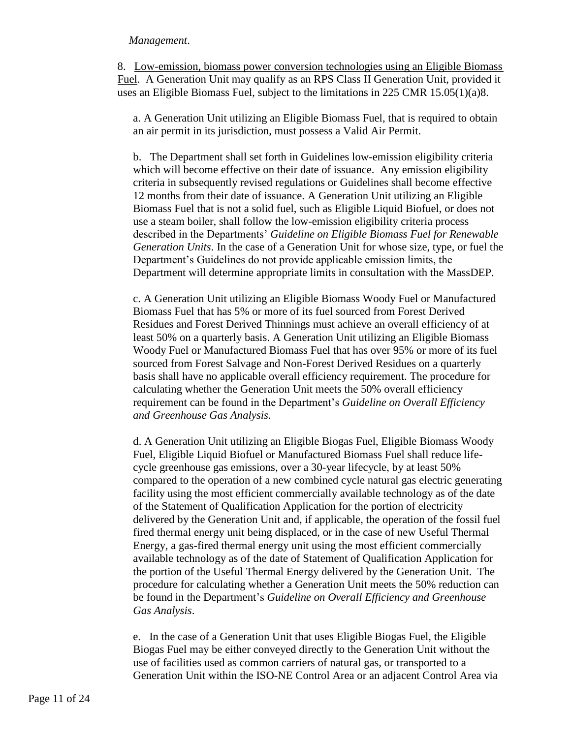*Management*.

8. Low-emission, biomass power conversion technologies using an Eligible Biomass Fuel. A Generation Unit may qualify as an RPS Class II Generation Unit, provided it uses an Eligible Biomass Fuel, subject to the limitations in 225 CMR 15.05(1)(a)8.

a. A Generation Unit utilizing an Eligible Biomass Fuel, that is required to obtain an air permit in its jurisdiction, must possess a Valid Air Permit.

b. The Department shall set forth in Guidelines low-emission eligibility criteria which will become effective on their date of issuance. Any emission eligibility criteria in subsequently revised regulations or Guidelines shall become effective 12 months from their date of issuance. A Generation Unit utilizing an Eligible Biomass Fuel that is not a solid fuel, such as Eligible Liquid Biofuel, or does not use a steam boiler, shall follow the low-emission eligibility criteria process described in the Departments' *Guideline on Eligible Biomass Fuel for Renewable Generation Units*. In the case of a Generation Unit for whose size, type, or fuel the Department's Guidelines do not provide applicable emission limits, the Department will determine appropriate limits in consultation with the MassDEP.

c. A Generation Unit utilizing an Eligible Biomass Woody Fuel or Manufactured Biomass Fuel that has 5% or more of its fuel sourced from Forest Derived Residues and Forest Derived Thinnings must achieve an overall efficiency of at least 50% on a quarterly basis. A Generation Unit utilizing an Eligible Biomass Woody Fuel or Manufactured Biomass Fuel that has over 95% or more of its fuel sourced from Forest Salvage and Non-Forest Derived Residues on a quarterly basis shall have no applicable overall efficiency requirement. The procedure for calculating whether the Generation Unit meets the 50% overall efficiency requirement can be found in the Department's *Guideline on Overall Efficiency and Greenhouse Gas Analysis.*

d. A Generation Unit utilizing an Eligible Biogas Fuel, Eligible Biomass Woody Fuel, Eligible Liquid Biofuel or Manufactured Biomass Fuel shall reduce life-cycle greenhouse gas emissions, over a 30-year lifecycle, by at least 50% compared to the operation of a new combined cycle natural gas electric generating facility using the most efficient commercially available technology as of the date of the Statement of Qualification Application for the portion of electricity delivered by the Generation Unit and, if applicable, the operation of the fossil fuel fired thermal energy unit being displaced, or in the case of new Useful Thermal Energy, a gas-fired thermal energy unit using the most efficient commercially available technology as of the date of Statement of Qualification Application for the portion of the Useful Thermal Energy delivered by the Generation Unit. The procedure for calculating whether a Generation Unit meets the 50% reduction can be found in the Department's *Guideline on Overall Efficiency and Greenhouse Gas Analysis*.

e. In the case of a Generation Unit that uses Eligible Biogas Fuel, the Eligible Biogas Fuel may be either conveyed directly to the Generation Unit without the use of facilities used as common carriers of natural gas, or transported to a Generation Unit within the ISO-NE Control Area or an adjacent Control Area via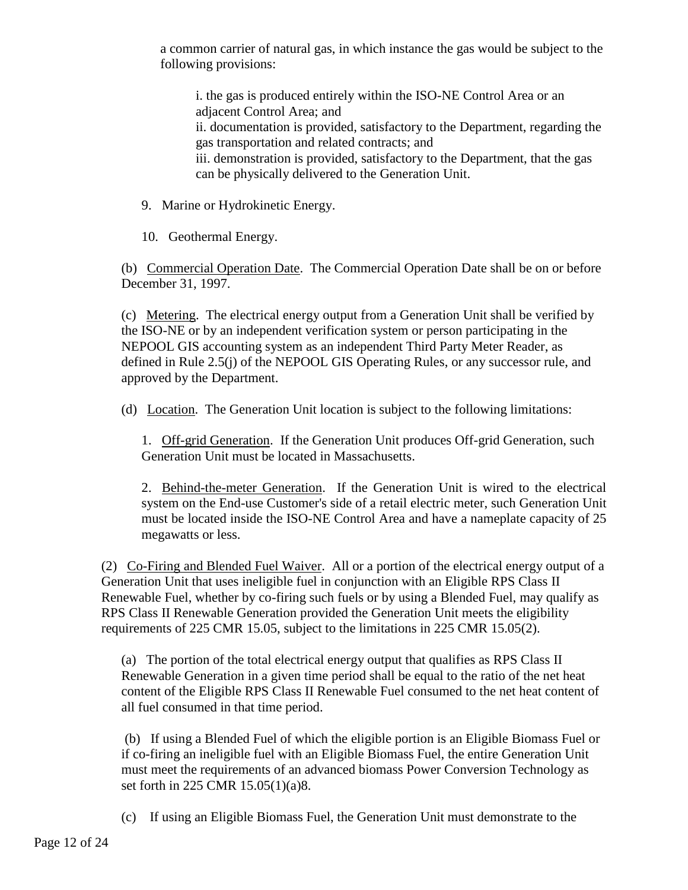a common carrier of natural gas, in which instance the gas would be subject to the following provisions:

i. the gas is produced entirely within the ISO-NE Control Area or an adjacent Control Area; and
ii. documentation is provided, satisfactory to the Department, regarding the gas transportation and related contracts; and
iii. demonstration is provided, satisfactory to the Department, that the gas can be physically delivered to the Generation Unit.

9. Marine or Hydrokinetic Energy.

10. Geothermal Energy.

(b) Commercial Operation Date. The Commercial Operation Date shall be on or before December 31, 1997.

(c) Metering. The electrical energy output from a Generation Unit shall be verified by the ISO-NE or by an independent verification system or person participating in the NEPOOL GIS accounting system as an independent Third Party Meter Reader, as defined in Rule 2.5(j) of the NEPOOL GIS Operating Rules, or any successor rule, and approved by the Department.

(d) Location. The Generation Unit location is subject to the following limitations:

1. Off-grid Generation. If the Generation Unit produces Off-grid Generation, such Generation Unit must be located in Massachusetts.

2. Behind-the-meter Generation. If the Generation Unit is wired to the electrical system on the End-use Customer's side of a retail electric meter, such Generation Unit must be located inside the ISO-NE Control Area and have a nameplate capacity of 25 megawatts or less.

(2) Co-Firing and Blended Fuel Waiver. All or a portion of the electrical energy output of a Generation Unit that uses ineligible fuel in conjunction with an Eligible RPS Class II Renewable Fuel, whether by co-firing such fuels or by using a Blended Fuel, may qualify as RPS Class II Renewable Generation provided the Generation Unit meets the eligibility requirements of 225 CMR 15.05, subject to the limitations in 225 CMR 15.05(2).

(a) The portion of the total electrical energy output that qualifies as RPS Class II Renewable Generation in a given time period shall be equal to the ratio of the net heat content of the Eligible RPS Class II Renewable Fuel consumed to the net heat content of all fuel consumed in that time period.

(b) If using a Blended Fuel of which the eligible portion is an Eligible Biomass Fuel or if co-firing an ineligible fuel with an Eligible Biomass Fuel, the entire Generation Unit must meet the requirements of an advanced biomass Power Conversion Technology as set forth in 225 CMR 15.05(1)(a)8.

(c) If using an Eligible Biomass Fuel, the Generation Unit must demonstrate to the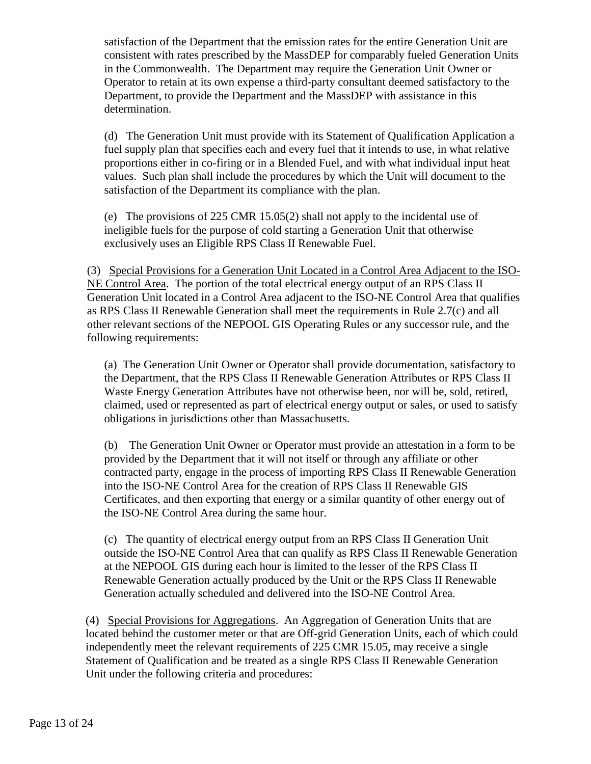satisfaction of the Department that the emission rates for the entire Generation Unit are consistent with rates prescribed by the MassDEP for comparably fueled Generation Units in the Commonwealth. The Department may require the Generation Unit Owner or Operator to retain at its own expense a third-party consultant deemed satisfactory to the Department, to provide the Department and the MassDEP with assistance in this determination.

(d) The Generation Unit must provide with its Statement of Qualification Application a fuel supply plan that specifies each and every fuel that it intends to use, in what relative proportions either in co-firing or in a Blended Fuel, and with what individual input heat values. Such plan shall include the procedures by which the Unit will document to the satisfaction of the Department its compliance with the plan.

(e) The provisions of 225 CMR 15.05(2) shall not apply to the incidental use of ineligible fuels for the purpose of cold starting a Generation Unit that otherwise exclusively uses an Eligible RPS Class II Renewable Fuel.

(3) <u>Special Provisions for a Generation Unit Located in a Control Area Adjacent to the ISO-NE Control Area</u>. The portion of the total electrical energy output of an RPS Class II Generation Unit located in a Control Area adjacent to the ISO-NE Control Area that qualifies as RPS Class II Renewable Generation shall meet the requirements in Rule 2.7(c) and all other relevant sections of the NEPOOL GIS Operating Rules or any successor rule, and the following requirements:

(a) The Generation Unit Owner or Operator shall provide documentation, satisfactory to the Department, that the RPS Class II Renewable Generation Attributes or RPS Class II Waste Energy Generation Attributes have not otherwise been, nor will be, sold, retired, claimed, used or represented as part of electrical energy output or sales, or used to satisfy obligations in jurisdictions other than Massachusetts.

(b) The Generation Unit Owner or Operator must provide an attestation in a form to be provided by the Department that it will not itself or through any affiliate or other contracted party, engage in the process of importing RPS Class II Renewable Generation into the ISO-NE Control Area for the creation of RPS Class II Renewable GIS Certificates, and then exporting that energy or a similar quantity of other energy out of the ISO-NE Control Area during the same hour.

(c) The quantity of electrical energy output from an RPS Class II Generation Unit outside the ISO-NE Control Area that can qualify as RPS Class II Renewable Generation at the NEPOOL GIS during each hour is limited to the lesser of the RPS Class II Renewable Generation actually produced by the Unit or the RPS Class II Renewable Generation actually scheduled and delivered into the ISO-NE Control Area.

(4) <u>Special Provisions for Aggregations</u>. An Aggregation of Generation Units that are located behind the customer meter or that are Off-grid Generation Units, each of which could independently meet the relevant requirements of 225 CMR 15.05, may receive a single Statement of Qualification and be treated as a single RPS Class II Renewable Generation Unit under the following criteria and procedures: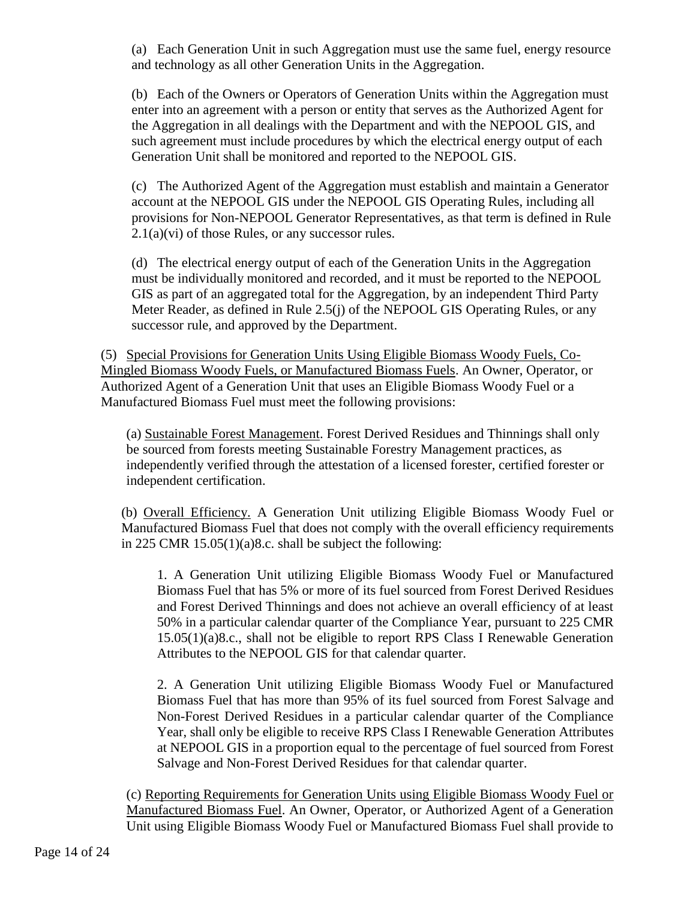(a) Each Generation Unit in such Aggregation must use the same fuel, energy resource and technology as all other Generation Units in the Aggregation.

(b) Each of the Owners or Operators of Generation Units within the Aggregation must enter into an agreement with a person or entity that serves as the Authorized Agent for the Aggregation in all dealings with the Department and with the NEPOOL GIS, and such agreement must include procedures by which the electrical energy output of each Generation Unit shall be monitored and reported to the NEPOOL GIS.

(c) The Authorized Agent of the Aggregation must establish and maintain a Generator account at the NEPOOL GIS under the NEPOOL GIS Operating Rules, including all provisions for Non-NEPOOL Generator Representatives, as that term is defined in Rule 2.1(a)(vi) of those Rules, or any successor rules.

(d) The electrical energy output of each of the Generation Units in the Aggregation must be individually monitored and recorded, and it must be reported to the NEPOOL GIS as part of an aggregated total for the Aggregation, by an independent Third Party Meter Reader, as defined in Rule 2.5(j) of the NEPOOL GIS Operating Rules, or any successor rule, and approved by the Department.

(5) Special Provisions for Generation Units Using Eligible Biomass Woody Fuels, Co-Mingled Biomass Woody Fuels, or Manufactured Biomass Fuels. An Owner, Operator, or Authorized Agent of a Generation Unit that uses an Eligible Biomass Woody Fuel or a Manufactured Biomass Fuel must meet the following provisions:

(a) Sustainable Forest Management. Forest Derived Residues and Thinnings shall only be sourced from forests meeting Sustainable Forestry Management practices, as independently verified through the attestation of a licensed forester, certified forester or independent certification.

(b) Overall Efficiency. A Generation Unit utilizing Eligible Biomass Woody Fuel or Manufactured Biomass Fuel that does not comply with the overall efficiency requirements in 225 CMR 15.05(1)(a)8.c. shall be subject the following:

1. A Generation Unit utilizing Eligible Biomass Woody Fuel or Manufactured Biomass Fuel that has 5% or more of its fuel sourced from Forest Derived Residues and Forest Derived Thinnings and does not achieve an overall efficiency of at least 50% in a particular calendar quarter of the Compliance Year, pursuant to 225 CMR 15.05(1)(a)8.c., shall not be eligible to report RPS Class I Renewable Generation Attributes to the NEPOOL GIS for that calendar quarter.

2. A Generation Unit utilizing Eligible Biomass Woody Fuel or Manufactured Biomass Fuel that has more than 95% of its fuel sourced from Forest Salvage and Non-Forest Derived Residues in a particular calendar quarter of the Compliance Year, shall only be eligible to receive RPS Class I Renewable Generation Attributes at NEPOOL GIS in a proportion equal to the percentage of fuel sourced from Forest Salvage and Non-Forest Derived Residues for that calendar quarter.

(c) Reporting Requirements for Generation Units using Eligible Biomass Woody Fuel or Manufactured Biomass Fuel. An Owner, Operator, or Authorized Agent of a Generation Unit using Eligible Biomass Woody Fuel or Manufactured Biomass Fuel shall provide to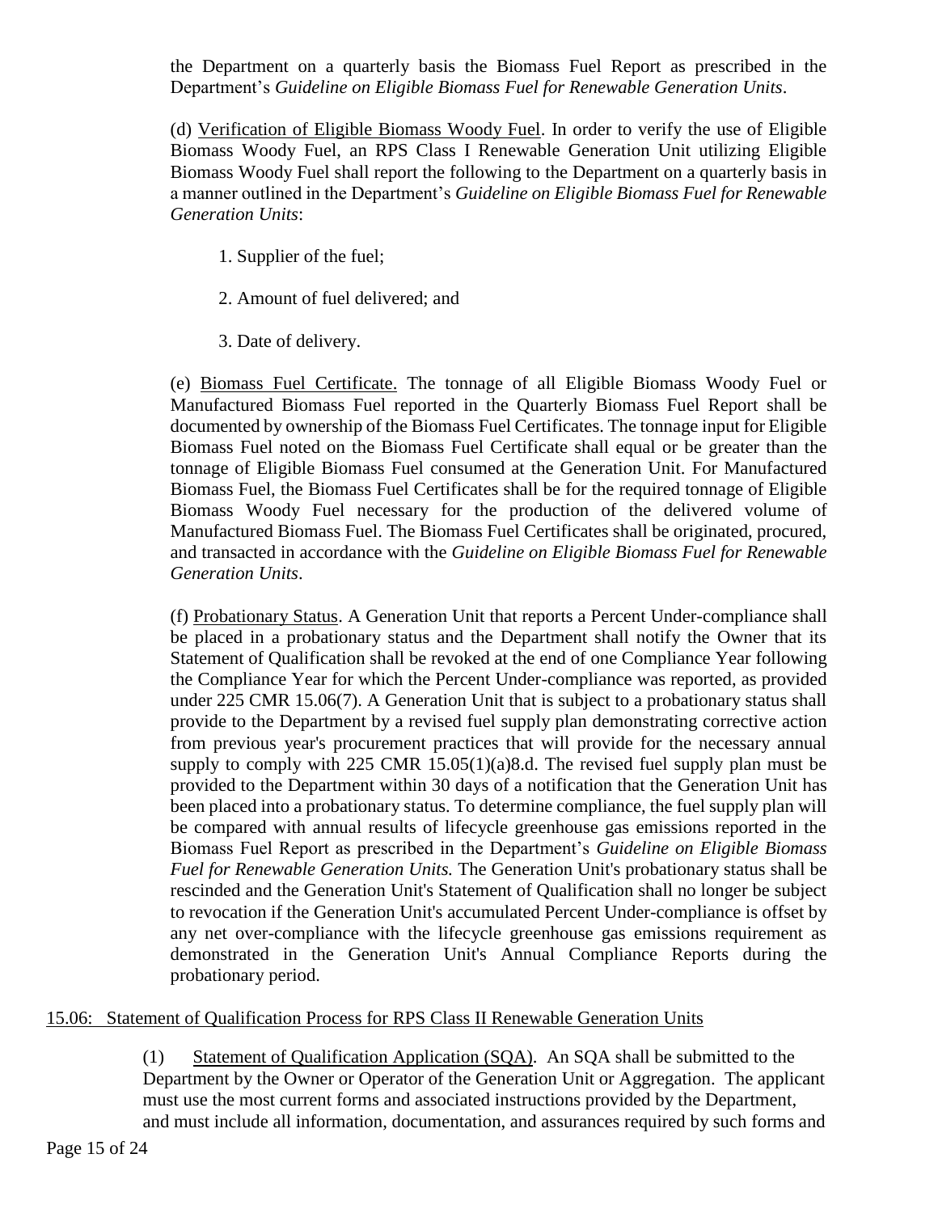the Department on a quarterly basis the Biomass Fuel Report as prescribed in the Department's *Guideline on Eligible Biomass Fuel for Renewable Generation Units*.

(d) Verification of Eligible Biomass Woody Fuel. In order to verify the use of Eligible Biomass Woody Fuel, an RPS Class I Renewable Generation Unit utilizing Eligible Biomass Woody Fuel shall report the following to the Department on a quarterly basis in a manner outlined in the Department's *Guideline on Eligible Biomass Fuel for Renewable Generation Units*:

1. Supplier of the fuel;

2. Amount of fuel delivered; and

3. Date of delivery.

(e) Biomass Fuel Certificate. The tonnage of all Eligible Biomass Woody Fuel or Manufactured Biomass Fuel reported in the Quarterly Biomass Fuel Report shall be documented by ownership of the Biomass Fuel Certificates. The tonnage input for Eligible Biomass Fuel noted on the Biomass Fuel Certificate shall equal or be greater than the tonnage of Eligible Biomass Fuel consumed at the Generation Unit. For Manufactured Biomass Fuel, the Biomass Fuel Certificates shall be for the required tonnage of Eligible Biomass Woody Fuel necessary for the production of the delivered volume of Manufactured Biomass Fuel. The Biomass Fuel Certificates shall be originated, procured, and transacted in accordance with the *Guideline on Eligible Biomass Fuel for Renewable Generation Units*.

(f) Probationary Status. A Generation Unit that reports a Percent Under-compliance shall be placed in a probationary status and the Department shall notify the Owner that its Statement of Qualification shall be revoked at the end of one Compliance Year following the Compliance Year for which the Percent Under-compliance was reported, as provided under 225 CMR 15.06(7). A Generation Unit that is subject to a probationary status shall provide to the Department by a revised fuel supply plan demonstrating corrective action from previous year's procurement practices that will provide for the necessary annual supply to comply with 225 CMR 15.05(1)(a)8.d. The revised fuel supply plan must be provided to the Department within 30 days of a notification that the Generation Unit has been placed into a probationary status. To determine compliance, the fuel supply plan will be compared with annual results of lifecycle greenhouse gas emissions reported in the Biomass Fuel Report as prescribed in the Department's *Guideline on Eligible Biomass Fuel for Renewable Generation Units.* The Generation Unit's probationary status shall be rescinded and the Generation Unit's Statement of Qualification shall no longer be subject to revocation if the Generation Unit's accumulated Percent Under-compliance is offset by any net over-compliance with the lifecycle greenhouse gas emissions requirement as demonstrated in the Generation Unit's Annual Compliance Reports during the probationary period.

## 15.06: Statement of Qualification Process for RPS Class II Renewable Generation Units

(1) Statement of Qualification Application (SQA). An SQA shall be submitted to the Department by the Owner or Operator of the Generation Unit or Aggregation. The applicant must use the most current forms and associated instructions provided by the Department, and must include all information, documentation, and assurances required by such forms and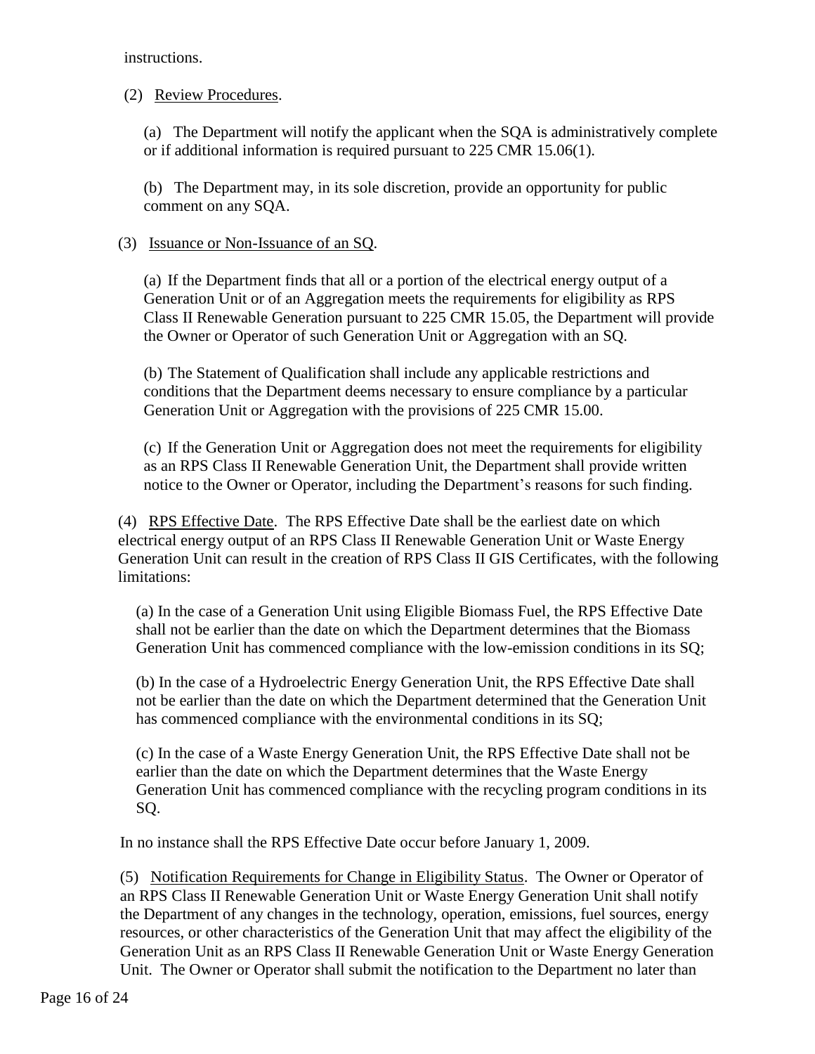instructions.

(2) Review Procedures.

(a) The Department will notify the applicant when the SQA is administratively complete or if additional information is required pursuant to 225 CMR 15.06(1).

(b) The Department may, in its sole discretion, provide an opportunity for public comment on any SQA.

(3) Issuance or Non-Issuance of an SQ.

(a) If the Department finds that all or a portion of the electrical energy output of a Generation Unit or of an Aggregation meets the requirements for eligibility as RPS Class II Renewable Generation pursuant to 225 CMR 15.05, the Department will provide the Owner or Operator of such Generation Unit or Aggregation with an SQ.

(b) The Statement of Qualification shall include any applicable restrictions and conditions that the Department deems necessary to ensure compliance by a particular Generation Unit or Aggregation with the provisions of 225 CMR 15.00.

(c) If the Generation Unit or Aggregation does not meet the requirements for eligibility as an RPS Class II Renewable Generation Unit, the Department shall provide written notice to the Owner or Operator, including the Department's reasons for such finding.

(4) RPS Effective Date. The RPS Effective Date shall be the earliest date on which electrical energy output of an RPS Class II Renewable Generation Unit or Waste Energy Generation Unit can result in the creation of RPS Class II GIS Certificates, with the following limitations:

(a) In the case of a Generation Unit using Eligible Biomass Fuel, the RPS Effective Date shall not be earlier than the date on which the Department determines that the Biomass Generation Unit has commenced compliance with the low-emission conditions in its SQ;

(b) In the case of a Hydroelectric Energy Generation Unit, the RPS Effective Date shall not be earlier than the date on which the Department determined that the Generation Unit has commenced compliance with the environmental conditions in its SQ;

(c) In the case of a Waste Energy Generation Unit, the RPS Effective Date shall not be earlier than the date on which the Department determines that the Waste Energy Generation Unit has commenced compliance with the recycling program conditions in its SQ.

In no instance shall the RPS Effective Date occur before January 1, 2009.

(5) Notification Requirements for Change in Eligibility Status. The Owner or Operator of an RPS Class II Renewable Generation Unit or Waste Energy Generation Unit shall notify the Department of any changes in the technology, operation, emissions, fuel sources, energy resources, or other characteristics of the Generation Unit that may affect the eligibility of the Generation Unit as an RPS Class II Renewable Generation Unit or Waste Energy Generation Unit. The Owner or Operator shall submit the notification to the Department no later than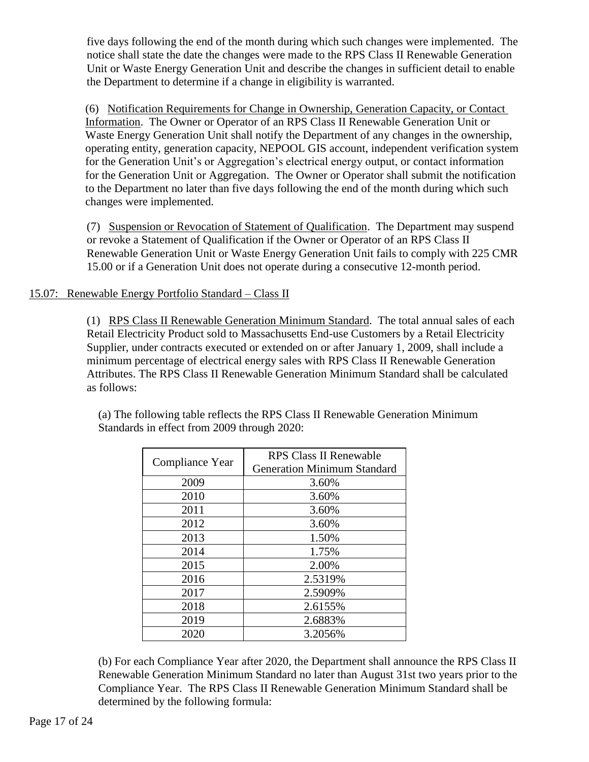five days following the end of the month during which such changes were implemented. The notice shall state the date the changes were made to the RPS Class II Renewable Generation Unit or Waste Energy Generation Unit and describe the changes in sufficient detail to enable the Department to determine if a change in eligibility is warranted.

(6) Notification Requirements for Change in Ownership, Generation Capacity, or Contact Information. The Owner or Operator of an RPS Class II Renewable Generation Unit or Waste Energy Generation Unit shall notify the Department of any changes in the ownership, operating entity, generation capacity, NEPOOL GIS account, independent verification system for the Generation Unit's or Aggregation's electrical energy output, or contact information for the Generation Unit or Aggregation. The Owner or Operator shall submit the notification to the Department no later than five days following the end of the month during which such changes were implemented.

(7) Suspension or Revocation of Statement of Qualification. The Department may suspend or revoke a Statement of Qualification if the Owner or Operator of an RPS Class II Renewable Generation Unit or Waste Energy Generation Unit fails to comply with 225 CMR 15.00 or if a Generation Unit does not operate during a consecutive 12-month period.

## 15.07: Renewable Energy Portfolio Standard – Class II

(1) RPS Class II Renewable Generation Minimum Standard. The total annual sales of each Retail Electricity Product sold to Massachusetts End-use Customers by a Retail Electricity Supplier, under contracts executed or extended on or after January 1, 2009, shall include a minimum percentage of electrical energy sales with RPS Class II Renewable Generation Attributes. The RPS Class II Renewable Generation Minimum Standard shall be calculated as follows:

(a) The following table reflects the RPS Class II Renewable Generation Minimum Standards in effect from 2009 through 2020:

| Compliance Year | RPS Class II Renewable Generation Minimum Standard |
|---|---|
| 2009 | 3.60% |
| 2010 | 3.60% |
| 2011 | 3.60% |
| 2012 | 3.60% |
| 2013 | 1.50% |
| 2014 | 1.75% |
| 2015 | 2.00% |
| 2016 | 2.5319% |
| 2017 | 2.5909% |
| 2018 | 2.6155% |
| 2019 | 2.6883% |
| 2020 | 3.2056% |

(b) For each Compliance Year after 2020, the Department shall announce the RPS Class II Renewable Generation Minimum Standard no later than August 31st two years prior to the Compliance Year. The RPS Class II Renewable Generation Minimum Standard shall be determined by the following formula: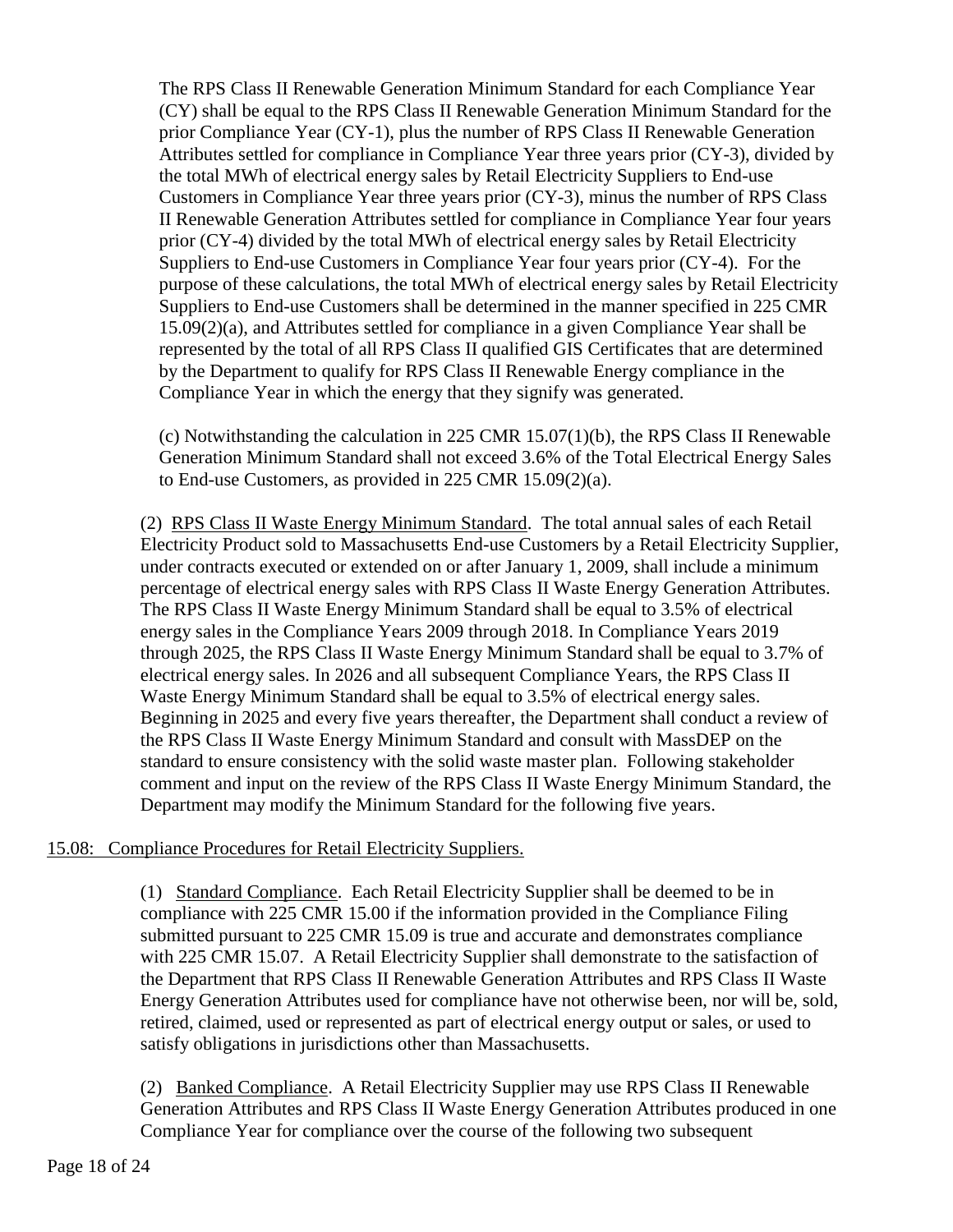The RPS Class II Renewable Generation Minimum Standard for each Compliance Year (CY) shall be equal to the RPS Class II Renewable Generation Minimum Standard for the prior Compliance Year (CY-1), plus the number of RPS Class II Renewable Generation Attributes settled for compliance in Compliance Year three years prior (CY-3), divided by the total MWh of electrical energy sales by Retail Electricity Suppliers to End-use Customers in Compliance Year three years prior (CY-3), minus the number of RPS Class II Renewable Generation Attributes settled for compliance in Compliance Year four years prior (CY-4) divided by the total MWh of electrical energy sales by Retail Electricity Suppliers to End-use Customers in Compliance Year four years prior (CY-4). For the purpose of these calculations, the total MWh of electrical energy sales by Retail Electricity Suppliers to End-use Customers shall be determined in the manner specified in 225 CMR 15.09(2)(a), and Attributes settled for compliance in a given Compliance Year shall be represented by the total of all RPS Class II qualified GIS Certificates that are determined by the Department to qualify for RPS Class II Renewable Energy compliance in the Compliance Year in which the energy that they signify was generated.

(c) Notwithstanding the calculation in 225 CMR 15.07(1)(b), the RPS Class II Renewable Generation Minimum Standard shall not exceed 3.6% of the Total Electrical Energy Sales to End-use Customers, as provided in 225 CMR 15.09(2)(a).

(2) RPS Class II Waste Energy Minimum Standard. The total annual sales of each Retail Electricity Product sold to Massachusetts End-use Customers by a Retail Electricity Supplier, under contracts executed or extended on or after January 1, 2009, shall include a minimum percentage of electrical energy sales with RPS Class II Waste Energy Generation Attributes. The RPS Class II Waste Energy Minimum Standard shall be equal to 3.5% of electrical energy sales in the Compliance Years 2009 through 2018. In Compliance Years 2019 through 2025, the RPS Class II Waste Energy Minimum Standard shall be equal to 3.7% of electrical energy sales. In 2026 and all subsequent Compliance Years, the RPS Class II Waste Energy Minimum Standard shall be equal to 3.5% of electrical energy sales. Beginning in 2025 and every five years thereafter, the Department shall conduct a review of the RPS Class II Waste Energy Minimum Standard and consult with MassDEP on the standard to ensure consistency with the solid waste master plan. Following stakeholder comment and input on the review of the RPS Class II Waste Energy Minimum Standard, the Department may modify the Minimum Standard for the following five years.

## 15.08: Compliance Procedures for Retail Electricity Suppliers.

(1) Standard Compliance. Each Retail Electricity Supplier shall be deemed to be in compliance with 225 CMR 15.00 if the information provided in the Compliance Filing submitted pursuant to 225 CMR 15.09 is true and accurate and demonstrates compliance with 225 CMR 15.07. A Retail Electricity Supplier shall demonstrate to the satisfaction of the Department that RPS Class II Renewable Generation Attributes and RPS Class II Waste Energy Generation Attributes used for compliance have not otherwise been, nor will be, sold, retired, claimed, used or represented as part of electrical energy output or sales, or used to satisfy obligations in jurisdictions other than Massachusetts.

(2) Banked Compliance. A Retail Electricity Supplier may use RPS Class II Renewable Generation Attributes and RPS Class II Waste Energy Generation Attributes produced in one Compliance Year for compliance over the course of the following two subsequent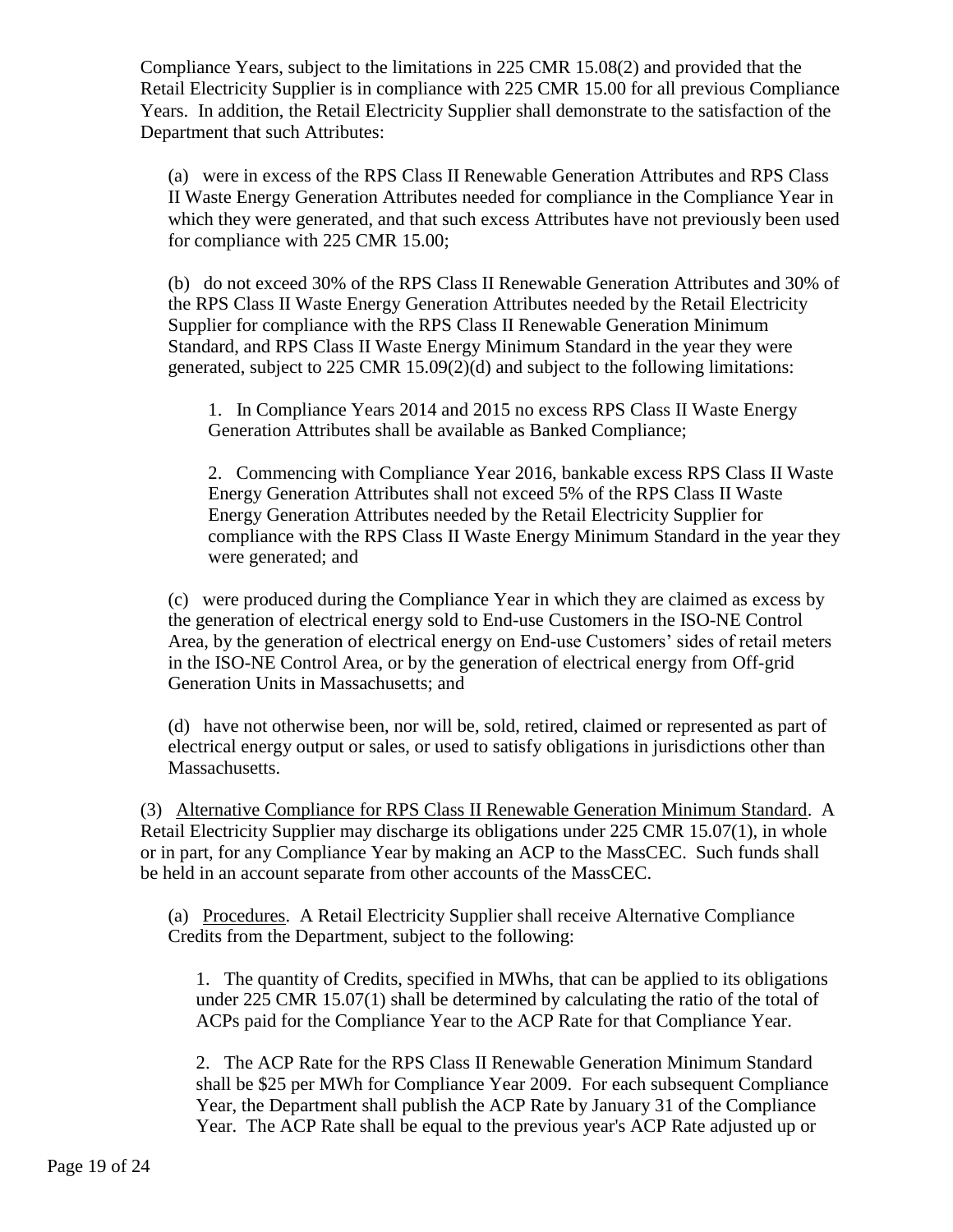Compliance Years, subject to the limitations in 225 CMR 15.08(2) and provided that the Retail Electricity Supplier is in compliance with 225 CMR 15.00 for all previous Compliance Years. In addition, the Retail Electricity Supplier shall demonstrate to the satisfaction of the Department that such Attributes:

(a) were in excess of the RPS Class II Renewable Generation Attributes and RPS Class II Waste Energy Generation Attributes needed for compliance in the Compliance Year in which they were generated, and that such excess Attributes have not previously been used for compliance with 225 CMR 15.00;

(b) do not exceed 30% of the RPS Class II Renewable Generation Attributes and 30% of the RPS Class II Waste Energy Generation Attributes needed by the Retail Electricity Supplier for compliance with the RPS Class II Renewable Generation Minimum Standard, and RPS Class II Waste Energy Minimum Standard in the year they were generated, subject to 225 CMR 15.09(2)(d) and subject to the following limitations:

1. In Compliance Years 2014 and 2015 no excess RPS Class II Waste Energy Generation Attributes shall be available as Banked Compliance;

2. Commencing with Compliance Year 2016, bankable excess RPS Class II Waste Energy Generation Attributes shall not exceed 5% of the RPS Class II Waste Energy Generation Attributes needed by the Retail Electricity Supplier for compliance with the RPS Class II Waste Energy Minimum Standard in the year they were generated; and

(c) were produced during the Compliance Year in which they are claimed as excess by the generation of electrical energy sold to End-use Customers in the ISO-NE Control Area, by the generation of electrical energy on End-use Customers' sides of retail meters in the ISO-NE Control Area, or by the generation of electrical energy from Off-grid Generation Units in Massachusetts; and

(d) have not otherwise been, nor will be, sold, retired, claimed or represented as part of electrical energy output or sales, or used to satisfy obligations in jurisdictions other than Massachusetts.

(3) Alternative Compliance for RPS Class II Renewable Generation Minimum Standard. A Retail Electricity Supplier may discharge its obligations under 225 CMR 15.07(1), in whole or in part, for any Compliance Year by making an ACP to the MassCEC. Such funds shall be held in an account separate from other accounts of the MassCEC.

(a) Procedures. A Retail Electricity Supplier shall receive Alternative Compliance Credits from the Department, subject to the following:

1. The quantity of Credits, specified in MWhs, that can be applied to its obligations under 225 CMR 15.07(1) shall be determined by calculating the ratio of the total of ACPs paid for the Compliance Year to the ACP Rate for that Compliance Year.

2. The ACP Rate for the RPS Class II Renewable Generation Minimum Standard shall be $25 per MWh for Compliance Year 2009. For each subsequent Compliance Year, the Department shall publish the ACP Rate by January 31 of the Compliance Year. The ACP Rate shall be equal to the previous year's ACP Rate adjusted up or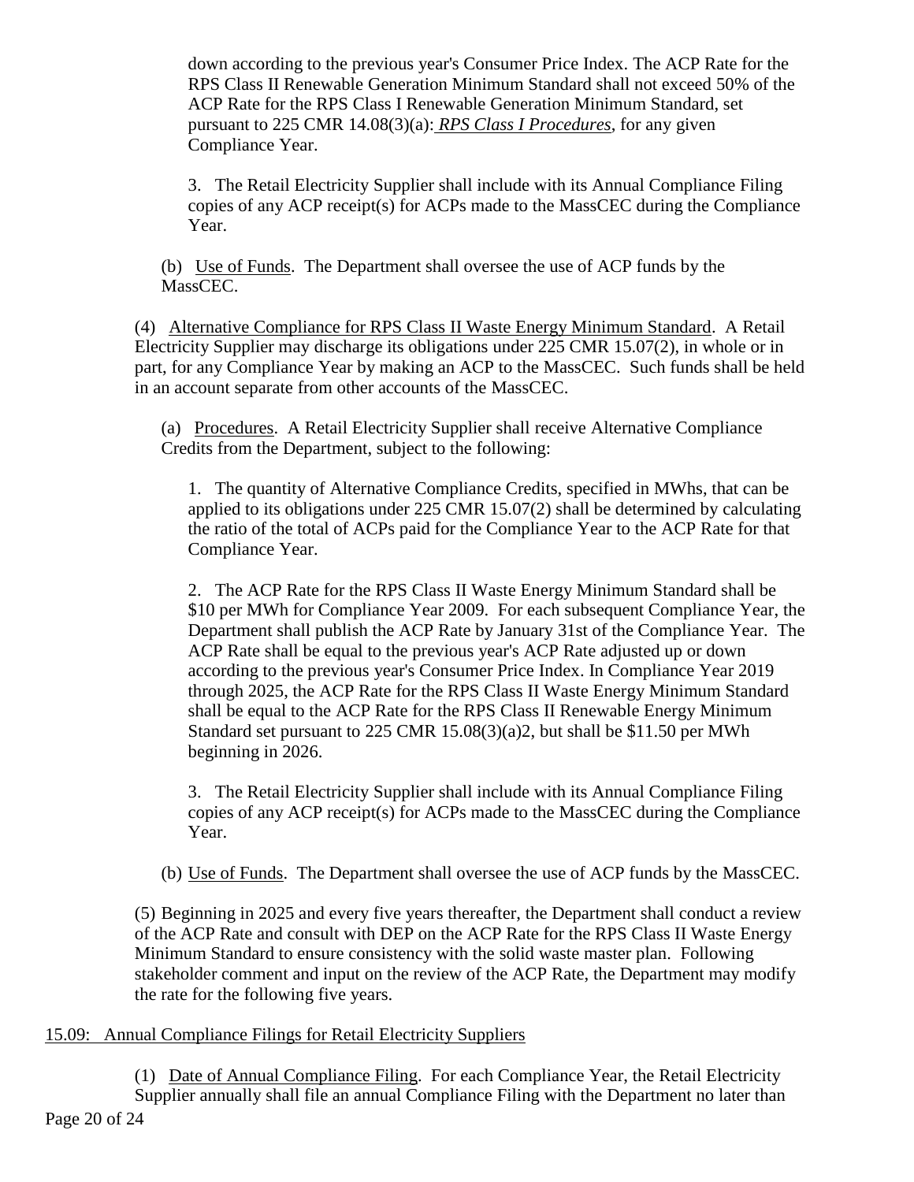down according to the previous year's Consumer Price Index. The ACP Rate for the RPS Class II Renewable Generation Minimum Standard shall not exceed 50% of the ACP Rate for the RPS Class I Renewable Generation Minimum Standard, set pursuant to 225 CMR 14.08(3)(a): *RPS Class I Procedures*, for any given Compliance Year.

3. The Retail Electricity Supplier shall include with its Annual Compliance Filing copies of any ACP receipt(s) for ACPs made to the MassCEC during the Compliance Year.

(b) Use of Funds. The Department shall oversee the use of ACP funds by the MassCEC.

(4) Alternative Compliance for RPS Class II Waste Energy Minimum Standard. A Retail Electricity Supplier may discharge its obligations under 225 CMR 15.07(2), in whole or in part, for any Compliance Year by making an ACP to the MassCEC. Such funds shall be held in an account separate from other accounts of the MassCEC.

(a) Procedures. A Retail Electricity Supplier shall receive Alternative Compliance Credits from the Department, subject to the following:

1. The quantity of Alternative Compliance Credits, specified in MWhs, that can be applied to its obligations under 225 CMR 15.07(2) shall be determined by calculating the ratio of the total of ACPs paid for the Compliance Year to the ACP Rate for that Compliance Year.

2. The ACP Rate for the RPS Class II Waste Energy Minimum Standard shall be $10 per MWh for Compliance Year 2009. For each subsequent Compliance Year, the Department shall publish the ACP Rate by January 31st of the Compliance Year. The ACP Rate shall be equal to the previous year's ACP Rate adjusted up or down according to the previous year's Consumer Price Index. In Compliance Year 2019 through 2025, the ACP Rate for the RPS Class II Waste Energy Minimum Standard shall be equal to the ACP Rate for the RPS Class II Renewable Energy Minimum Standard set pursuant to 225 CMR 15.08(3)(a)2, but shall be $11.50 per MWh beginning in 2026.

3. The Retail Electricity Supplier shall include with its Annual Compliance Filing copies of any ACP receipt(s) for ACPs made to the MassCEC during the Compliance Year.

(b) Use of Funds. The Department shall oversee the use of ACP funds by the MassCEC.

(5) Beginning in 2025 and every five years thereafter, the Department shall conduct a review of the ACP Rate and consult with DEP on the ACP Rate for the RPS Class II Waste Energy Minimum Standard to ensure consistency with the solid waste master plan. Following stakeholder comment and input on the review of the ACP Rate, the Department may modify the rate for the following five years.

## 15.09: Annual Compliance Filings for Retail Electricity Suppliers

(1) Date of Annual Compliance Filing. For each Compliance Year, the Retail Electricity Supplier annually shall file an annual Compliance Filing with the Department no later than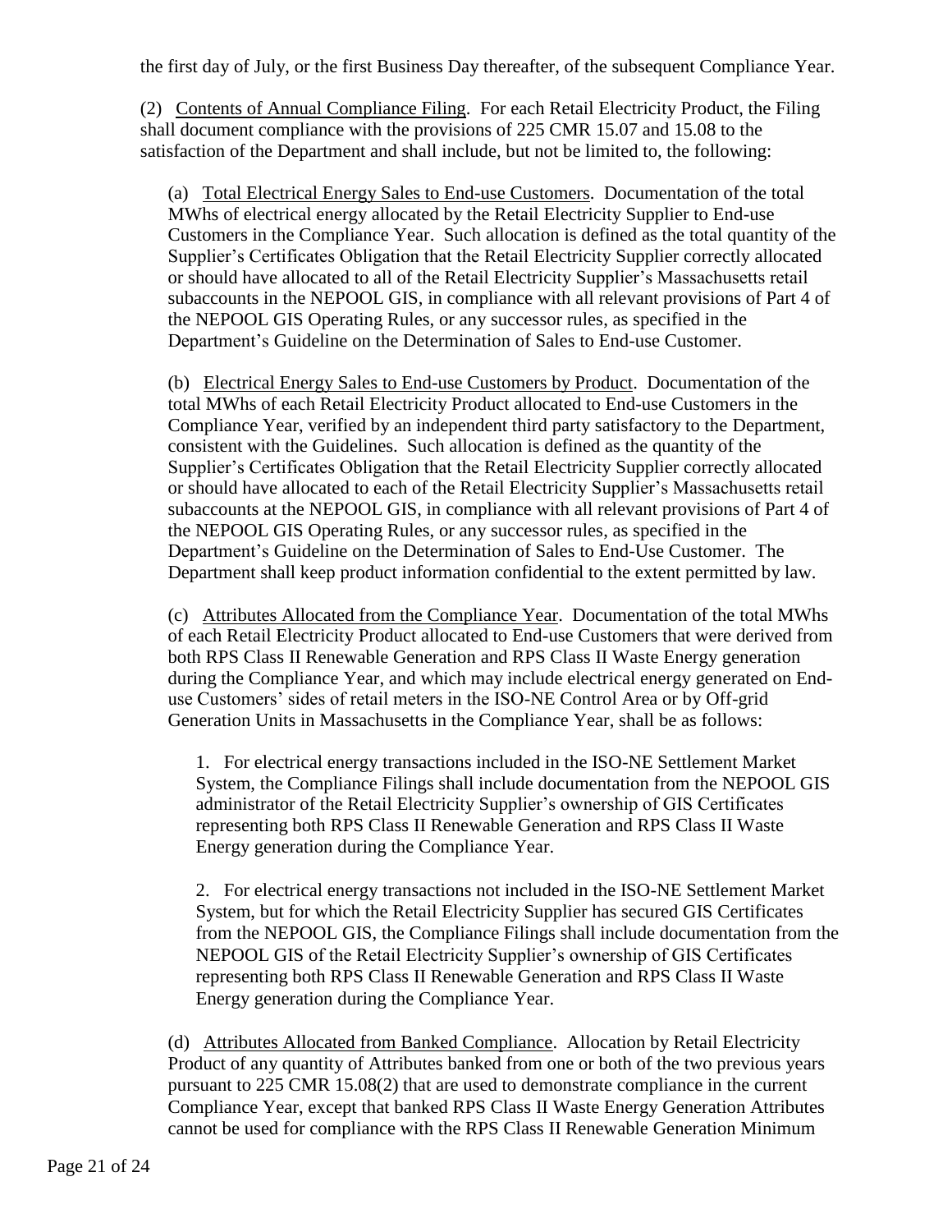the first day of July, or the first Business Day thereafter, of the subsequent Compliance Year.

(2) Contents of Annual Compliance Filing. For each Retail Electricity Product, the Filing shall document compliance with the provisions of 225 CMR 15.07 and 15.08 to the satisfaction of the Department and shall include, but not be limited to, the following:

(a) Total Electrical Energy Sales to End-use Customers. Documentation of the total MWhs of electrical energy allocated by the Retail Electricity Supplier to End-use Customers in the Compliance Year. Such allocation is defined as the total quantity of the Supplier's Certificates Obligation that the Retail Electricity Supplier correctly allocated or should have allocated to all of the Retail Electricity Supplier's Massachusetts retail subaccounts in the NEPOOL GIS, in compliance with all relevant provisions of Part 4 of the NEPOOL GIS Operating Rules, or any successor rules, as specified in the Department's Guideline on the Determination of Sales to End-use Customer.

(b) Electrical Energy Sales to End-use Customers by Product. Documentation of the total MWhs of each Retail Electricity Product allocated to End-use Customers in the Compliance Year, verified by an independent third party satisfactory to the Department, consistent with the Guidelines. Such allocation is defined as the quantity of the Supplier's Certificates Obligation that the Retail Electricity Supplier correctly allocated or should have allocated to each of the Retail Electricity Supplier's Massachusetts retail subaccounts at the NEPOOL GIS, in compliance with all relevant provisions of Part 4 of the NEPOOL GIS Operating Rules, or any successor rules, as specified in the Department's Guideline on the Determination of Sales to End-Use Customer. The Department shall keep product information confidential to the extent permitted by law.

(c) Attributes Allocated from the Compliance Year. Documentation of the total MWhs of each Retail Electricity Product allocated to End-use Customers that were derived from both RPS Class II Renewable Generation and RPS Class II Waste Energy generation during the Compliance Year, and which may include electrical energy generated on End-use Customers' sides of retail meters in the ISO-NE Control Area or by Off-grid Generation Units in Massachusetts in the Compliance Year, shall be as follows:

1. For electrical energy transactions included in the ISO-NE Settlement Market System, the Compliance Filings shall include documentation from the NEPOOL GIS administrator of the Retail Electricity Supplier's ownership of GIS Certificates representing both RPS Class II Renewable Generation and RPS Class II Waste Energy generation during the Compliance Year.

2. For electrical energy transactions not included in the ISO-NE Settlement Market System, but for which the Retail Electricity Supplier has secured GIS Certificates from the NEPOOL GIS, the Compliance Filings shall include documentation from the NEPOOL GIS of the Retail Electricity Supplier's ownership of GIS Certificates representing both RPS Class II Renewable Generation and RPS Class II Waste Energy generation during the Compliance Year.

(d) Attributes Allocated from Banked Compliance. Allocation by Retail Electricity Product of any quantity of Attributes banked from one or both of the two previous years pursuant to 225 CMR 15.08(2) that are used to demonstrate compliance in the current Compliance Year, except that banked RPS Class II Waste Energy Generation Attributes cannot be used for compliance with the RPS Class II Renewable Generation Minimum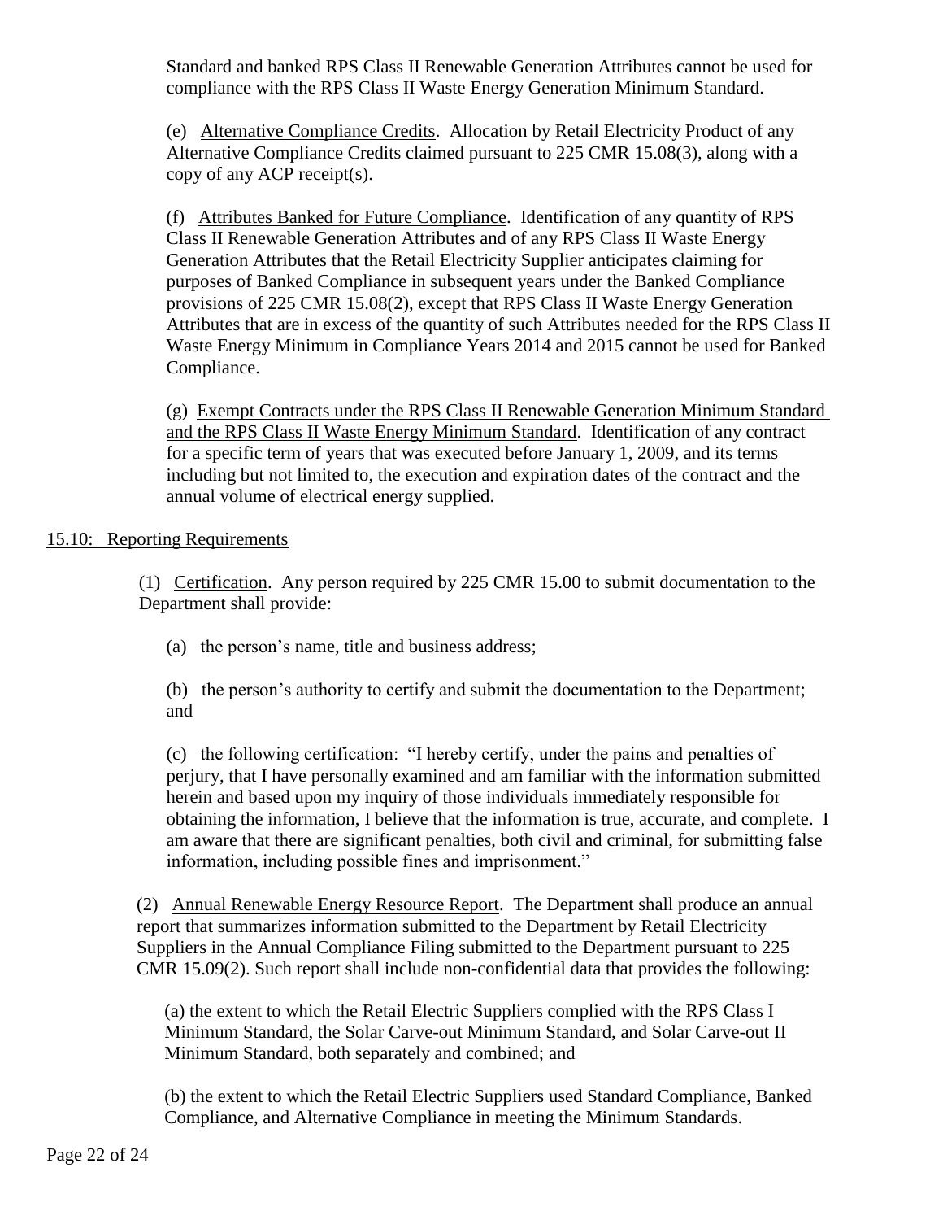Standard and banked RPS Class II Renewable Generation Attributes cannot be used for compliance with the RPS Class II Waste Energy Generation Minimum Standard.

(e) Alternative Compliance Credits. Allocation by Retail Electricity Product of any Alternative Compliance Credits claimed pursuant to 225 CMR 15.08(3), along with a copy of any ACP receipt(s).

(f) Attributes Banked for Future Compliance. Identification of any quantity of RPS Class II Renewable Generation Attributes and of any RPS Class II Waste Energy Generation Attributes that the Retail Electricity Supplier anticipates claiming for purposes of Banked Compliance in subsequent years under the Banked Compliance provisions of 225 CMR 15.08(2), except that RPS Class II Waste Energy Generation Attributes that are in excess of the quantity of such Attributes needed for the RPS Class II Waste Energy Minimum in Compliance Years 2014 and 2015 cannot be used for Banked Compliance.

(g) Exempt Contracts under the RPS Class II Renewable Generation Minimum Standard and the RPS Class II Waste Energy Minimum Standard. Identification of any contract for a specific term of years that was executed before January 1, 2009, and its terms including but not limited to, the execution and expiration dates of the contract and the annual volume of electrical energy supplied.

## 15.10: Reporting Requirements

(1) Certification. Any person required by 225 CMR 15.00 to submit documentation to the Department shall provide:

(a) the person's name, title and business address;

(b) the person's authority to certify and submit the documentation to the Department; and

(c) the following certification: "I hereby certify, under the pains and penalties of perjury, that I have personally examined and am familiar with the information submitted herein and based upon my inquiry of those individuals immediately responsible for obtaining the information, I believe that the information is true, accurate, and complete. I am aware that there are significant penalties, both civil and criminal, for submitting false information, including possible fines and imprisonment."

(2) Annual Renewable Energy Resource Report. The Department shall produce an annual report that summarizes information submitted to the Department by Retail Electricity Suppliers in the Annual Compliance Filing submitted to the Department pursuant to 225 CMR 15.09(2). Such report shall include non-confidential data that provides the following:

(a) the extent to which the Retail Electric Suppliers complied with the RPS Class I Minimum Standard, the Solar Carve-out Minimum Standard, and Solar Carve-out II Minimum Standard, both separately and combined; and

(b) the extent to which the Retail Electric Suppliers used Standard Compliance, Banked Compliance, and Alternative Compliance in meeting the Minimum Standards.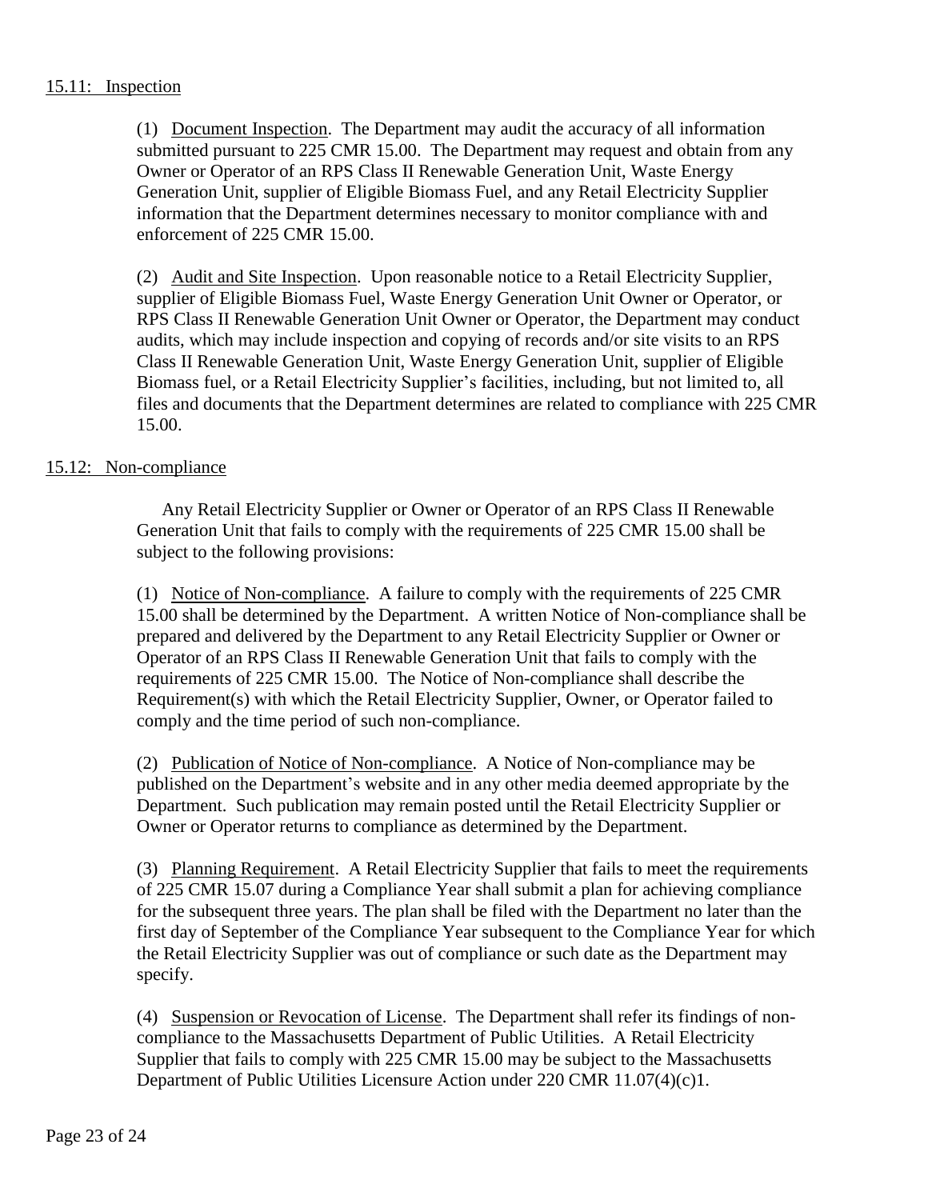## 15.11: Inspection

(1) Document Inspection. The Department may audit the accuracy of all information submitted pursuant to 225 CMR 15.00. The Department may request and obtain from any Owner or Operator of an RPS Class II Renewable Generation Unit, Waste Energy Generation Unit, supplier of Eligible Biomass Fuel, and any Retail Electricity Supplier information that the Department determines necessary to monitor compliance with and enforcement of 225 CMR 15.00.

(2) Audit and Site Inspection. Upon reasonable notice to a Retail Electricity Supplier, supplier of Eligible Biomass Fuel, Waste Energy Generation Unit Owner or Operator, or RPS Class II Renewable Generation Unit Owner or Operator, the Department may conduct audits, which may include inspection and copying of records and/or site visits to an RPS Class II Renewable Generation Unit, Waste Energy Generation Unit, supplier of Eligible Biomass fuel, or a Retail Electricity Supplier's facilities, including, but not limited to, all files and documents that the Department determines are related to compliance with 225 CMR 15.00.

## 15.12: Non-compliance

Any Retail Electricity Supplier or Owner or Operator of an RPS Class II Renewable Generation Unit that fails to comply with the requirements of 225 CMR 15.00 shall be subject to the following provisions:

(1) Notice of Non-compliance. A failure to comply with the requirements of 225 CMR 15.00 shall be determined by the Department. A written Notice of Non-compliance shall be prepared and delivered by the Department to any Retail Electricity Supplier or Owner or Operator of an RPS Class II Renewable Generation Unit that fails to comply with the requirements of 225 CMR 15.00. The Notice of Non-compliance shall describe the Requirement(s) with which the Retail Electricity Supplier, Owner, or Operator failed to comply and the time period of such non-compliance.

(2) Publication of Notice of Non-compliance. A Notice of Non-compliance may be published on the Department's website and in any other media deemed appropriate by the Department. Such publication may remain posted until the Retail Electricity Supplier or Owner or Operator returns to compliance as determined by the Department.

(3) Planning Requirement. A Retail Electricity Supplier that fails to meet the requirements of 225 CMR 15.07 during a Compliance Year shall submit a plan for achieving compliance for the subsequent three years. The plan shall be filed with the Department no later than the first day of September of the Compliance Year subsequent to the Compliance Year for which the Retail Electricity Supplier was out of compliance or such date as the Department may specify.

(4) Suspension or Revocation of License. The Department shall refer its findings of non-compliance to the Massachusetts Department of Public Utilities. A Retail Electricity Supplier that fails to comply with 225 CMR 15.00 may be subject to the Massachusetts Department of Public Utilities Licensure Action under 220 CMR 11.07(4)(c)1.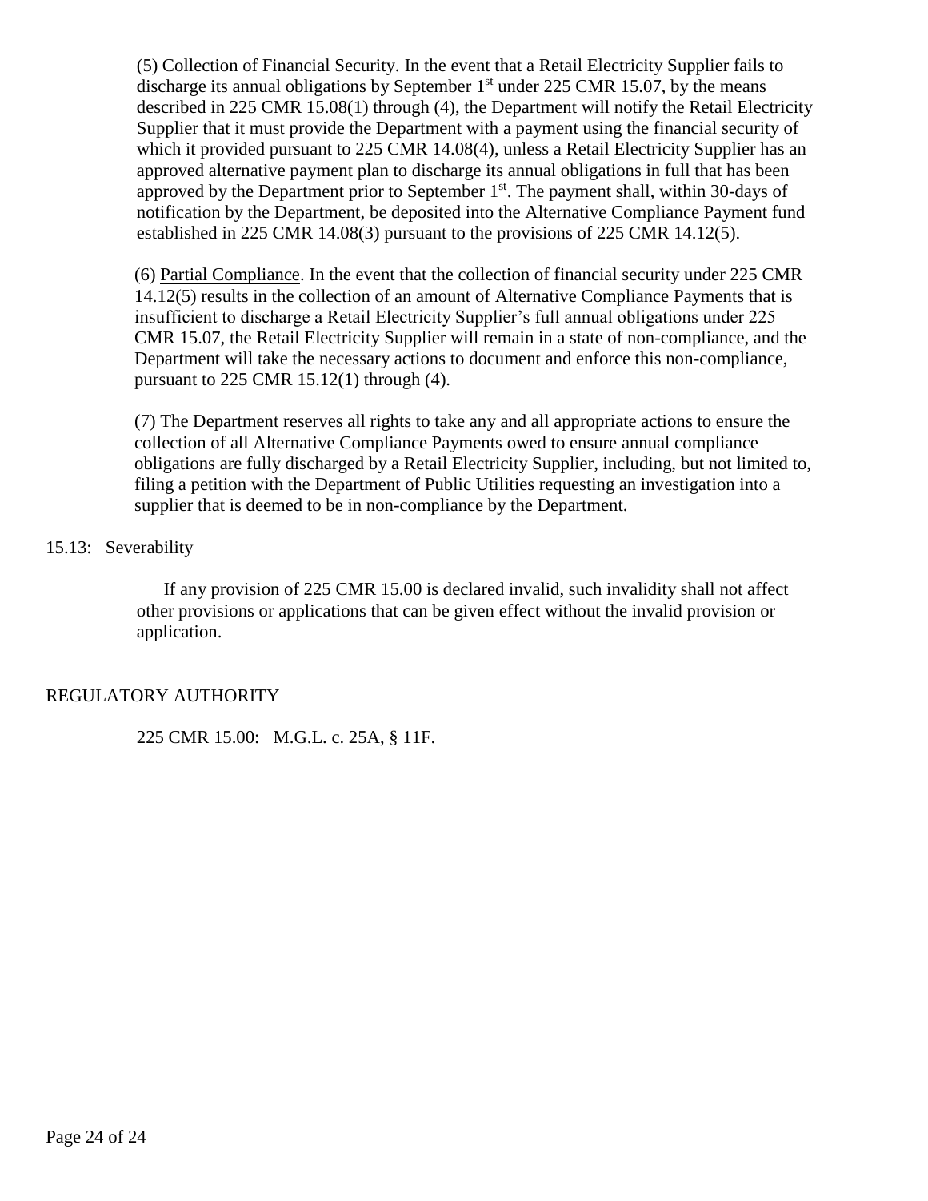(5) Collection of Financial Security. In the event that a Retail Electricity Supplier fails to discharge its annual obligations by September 1st under 225 CMR 15.07, by the means described in 225 CMR 15.08(1) through (4), the Department will notify the Retail Electricity Supplier that it must provide the Department with a payment using the financial security of which it provided pursuant to 225 CMR 14.08(4), unless a Retail Electricity Supplier has an approved alternative payment plan to discharge its annual obligations in full that has been approved by the Department prior to September 1st. The payment shall, within 30-days of notification by the Department, be deposited into the Alternative Compliance Payment fund established in 225 CMR 14.08(3) pursuant to the provisions of 225 CMR 14.12(5).

(6) Partial Compliance. In the event that the collection of financial security under 225 CMR 14.12(5) results in the collection of an amount of Alternative Compliance Payments that is insufficient to discharge a Retail Electricity Supplier's full annual obligations under 225 CMR 15.07, the Retail Electricity Supplier will remain in a state of non-compliance, and the Department will take the necessary actions to document and enforce this non-compliance, pursuant to 225 CMR 15.12(1) through (4).

(7) The Department reserves all rights to take any and all appropriate actions to ensure the collection of all Alternative Compliance Payments owed to ensure annual compliance obligations are fully discharged by a Retail Electricity Supplier, including, but not limited to, filing a petition with the Department of Public Utilities requesting an investigation into a supplier that is deemed to be in non-compliance by the Department.

## 15.13: Severability

If any provision of 225 CMR 15.00 is declared invalid, such invalidity shall not affect other provisions or applications that can be given effect without the invalid provision or application.

## REGULATORY AUTHORITY

225 CMR 15.00: M.G.L. c. 25A, § 11F.